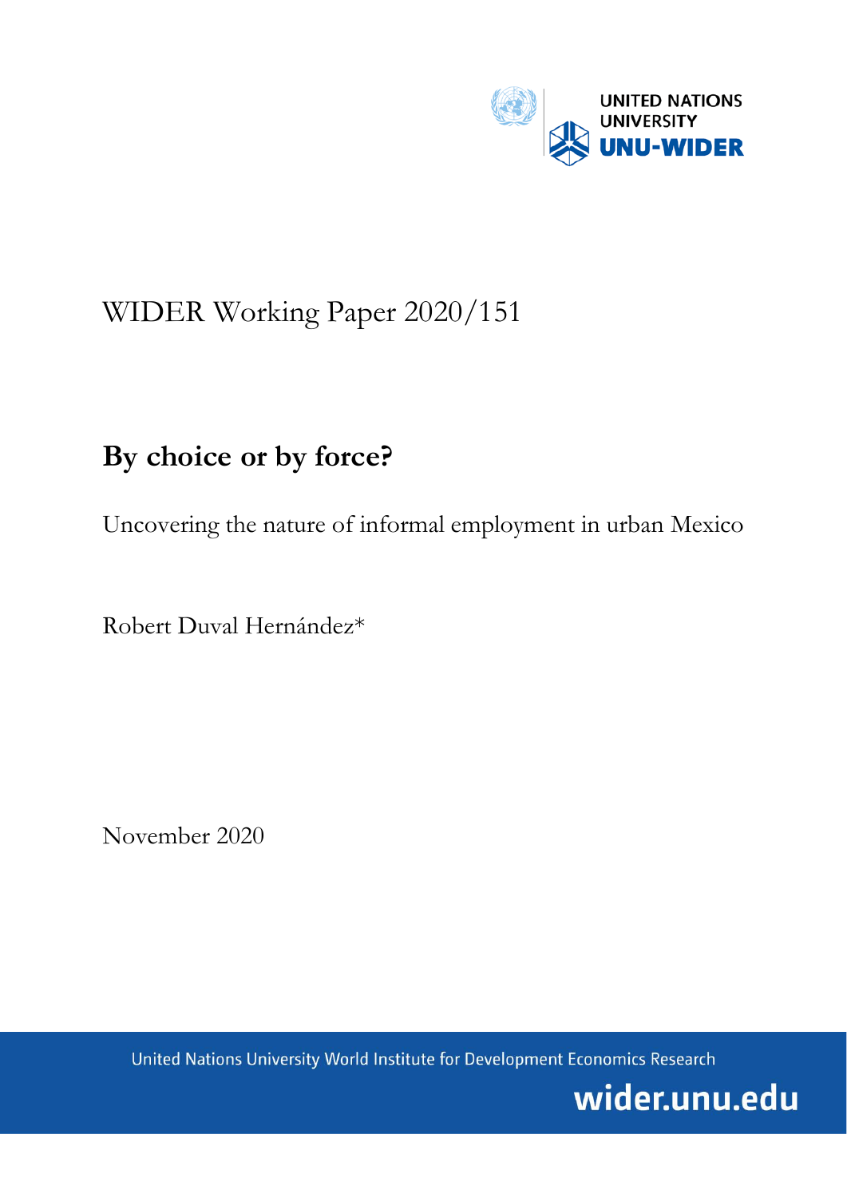UNITED NATIONS UNIVERSITY

UNU-WIDER

WIDER Working Paper 2020/151

# By choice or by force?

Uncovering the nature of informal employment in urban Mexico

Robert Duval Hernández*

November 2020

United Nations University World Institute for Development Economics Research

wider.unu.edu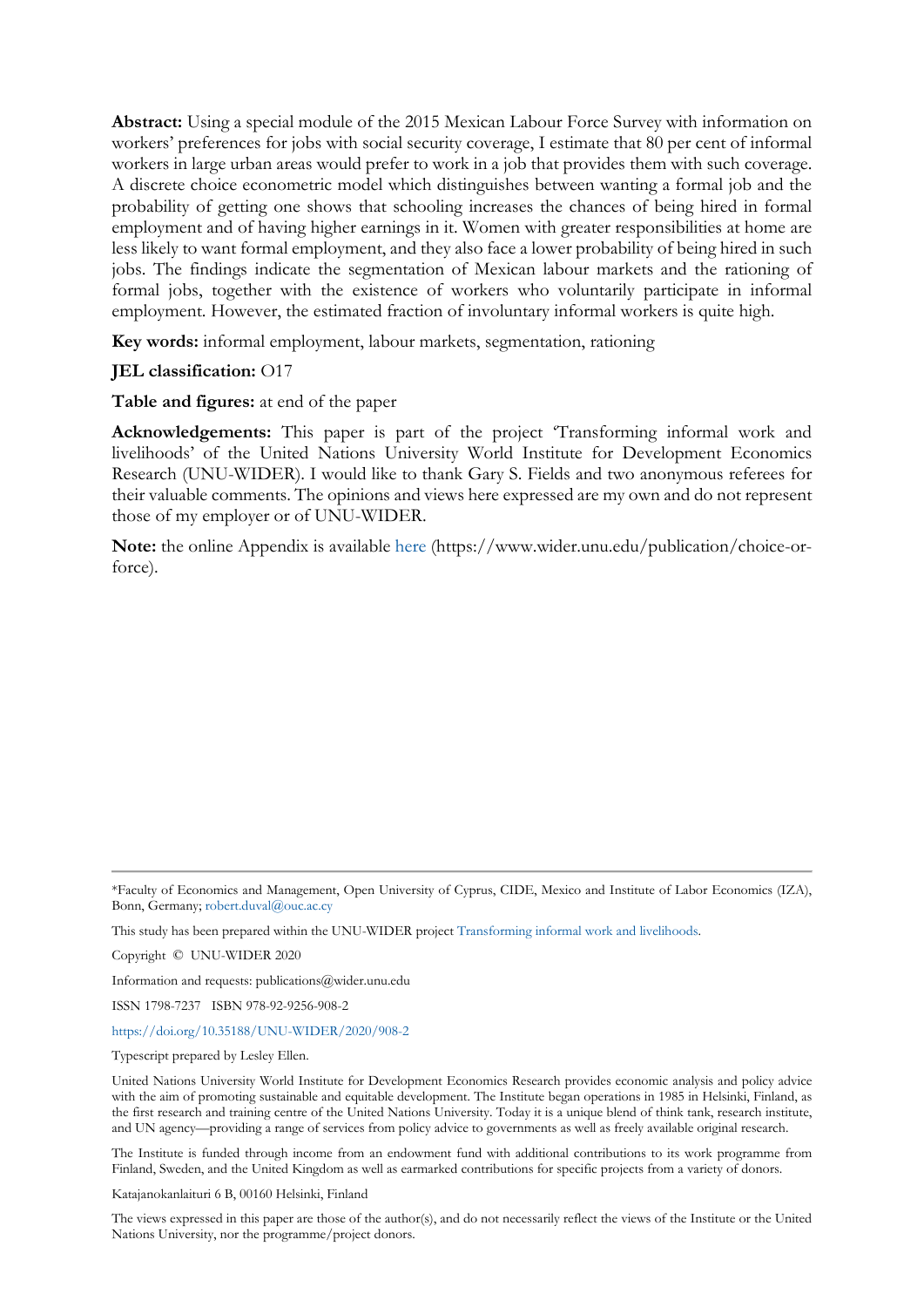**Abstract:** Using a special module of the 2015 Mexican Labour Force Survey with information on workers' preferences for jobs with social security coverage, I estimate that 80 per cent of informal workers in large urban areas would prefer to work in a job that provides them with such coverage. A discrete choice econometric model which distinguishes between wanting a formal job and the probability of getting one shows that schooling increases the chances of being hired in formal employment and of having higher earnings in it. Women with greater responsibilities at home are less likely to want formal employment, and they also face a lower probability of being hired in such jobs. The findings indicate the segmentation of Mexican labour markets and the rationing of formal jobs, together with the existence of workers who voluntarily participate in informal employment. However, the estimated fraction of involuntary informal workers is quite high.

**Key words:** informal employment, labour markets, segmentation, rationing

**JEL classification:** O17

**Table and figures:** at end of the paper

**Acknowledgements:** This paper is part of the project 'Transforming informal work and livelihoods' of the United Nations University World Institute for Development Economics Research (UNU-WIDER). I would like to thank Gary S. Fields and two anonymous referees for their valuable comments. The opinions and views here expressed are my own and do not represent those of my employer or of UNU-WIDER.

**Note:** the online Appendix is available here (https://www.wider.unu.edu/publication/choice-or-force).

---

*Faculty of Economics and Management, Open University of Cyprus, CIDE, Mexico and Institute of Labor Economics (IZA), Bonn, Germany; robert.duval@ouc.ac.cy

This study has been prepared within the UNU-WIDER project Transforming informal work and livelihoods.

Copyright © UNU-WIDER 2020

Information and requests: publications@wider.unu.edu

ISSN 1798-7237 ISBN 978-92-9256-908-2

https://doi.org/10.35188/UNU-WIDER/2020/908-2

Typescript prepared by Lesley Ellen.

United Nations University World Institute for Development Economics Research provides economic analysis and policy advice with the aim of promoting sustainable and equitable development. The Institute began operations in 1985 in Helsinki, Finland, as the first research and training centre of the United Nations University. Today it is a unique blend of think tank, research institute, and UN agency—providing a range of services from policy advice to governments as well as freely available original research.

The Institute is funded through income from an endowment fund with additional contributions to its work programme from Finland, Sweden, and the United Kingdom as well as earmarked contributions for specific projects from a variety of donors.

Katajanokanlaituri 6 B, 00160 Helsinki, Finland

The views expressed in this paper are those of the author(s), and do not necessarily reflect the views of the Institute or the United Nations University, nor the programme/project donors.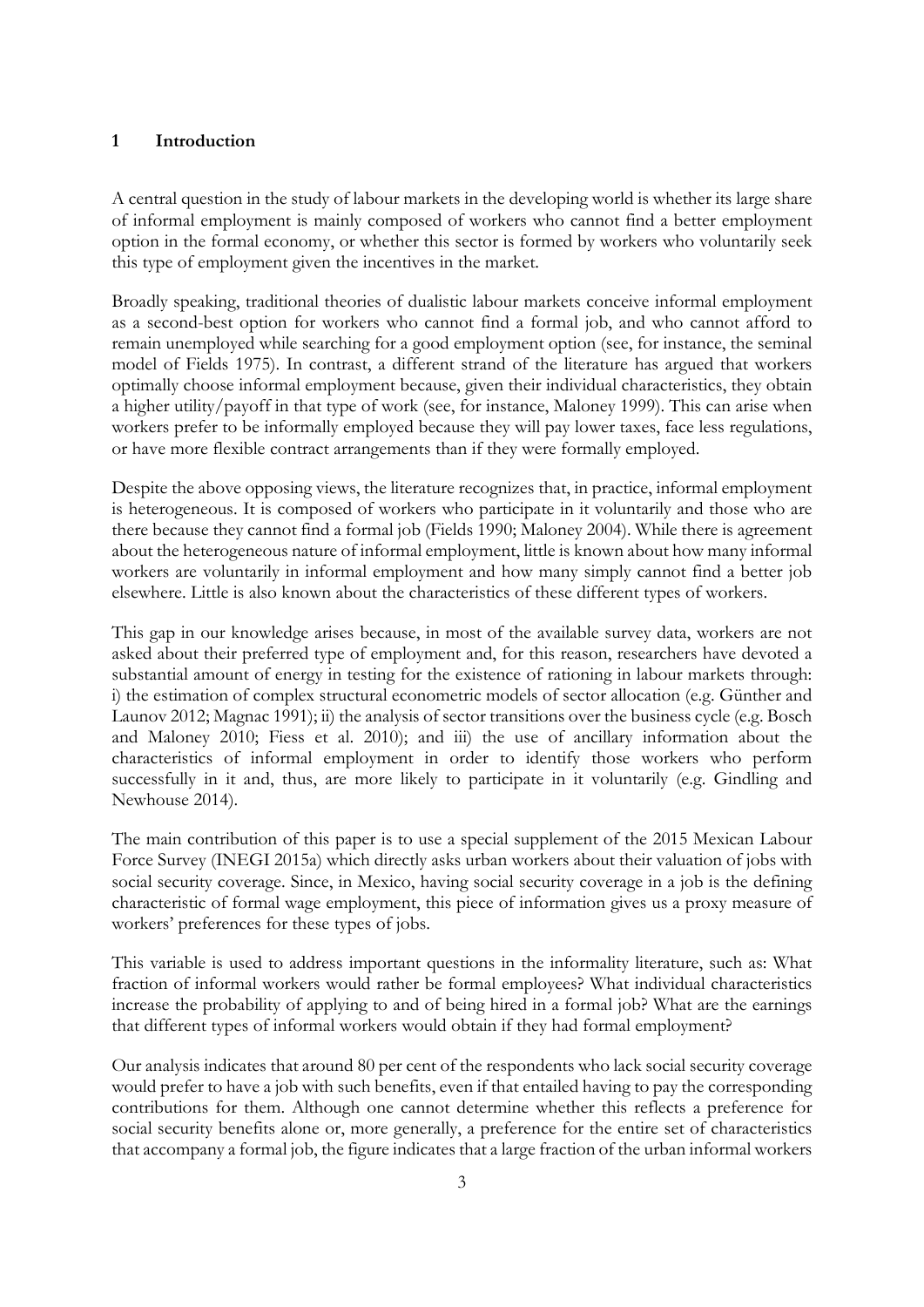## 1 Introduction

A central question in the study of labour markets in the developing world is whether its large share of informal employment is mainly composed of workers who cannot find a better employment option in the formal economy, or whether this sector is formed by workers who voluntarily seek this type of employment given the incentives in the market.

Broadly speaking, traditional theories of dualistic labour markets conceive informal employment as a second-best option for workers who cannot find a formal job, and who cannot afford to remain unemployed while searching for a good employment option (see, for instance, the seminal model of Fields 1975). In contrast, a different strand of the literature has argued that workers optimally choose informal employment because, given their individual characteristics, they obtain a higher utility/payoff in that type of work (see, for instance, Maloney 1999). This can arise when workers prefer to be informally employed because they will pay lower taxes, face less regulations, or have more flexible contract arrangements than if they were formally employed.

Despite the above opposing views, the literature recognizes that, in practice, informal employment is heterogeneous. It is composed of workers who participate in it voluntarily and those who are there because they cannot find a formal job (Fields 1990; Maloney 2004). While there is agreement about the heterogeneous nature of informal employment, little is known about how many informal workers are voluntarily in informal employment and how many simply cannot find a better job elsewhere. Little is also known about the characteristics of these different types of workers.

This gap in our knowledge arises because, in most of the available survey data, workers are not asked about their preferred type of employment and, for this reason, researchers have devoted a substantial amount of energy in testing for the existence of rationing in labour markets through: i) the estimation of complex structural econometric models of sector allocation (e.g. Günther and Launov 2012; Magnac 1991); ii) the analysis of sector transitions over the business cycle (e.g. Bosch and Maloney 2010; Fiess et al. 2010); and iii) the use of ancillary information about the characteristics of informal employment in order to identify those workers who perform successfully in it and, thus, are more likely to participate in it voluntarily (e.g. Gindling and Newhouse 2014).

The main contribution of this paper is to use a special supplement of the 2015 Mexican Labour Force Survey (INEGI 2015a) which directly asks urban workers about their valuation of jobs with social security coverage. Since, in Mexico, having social security coverage in a job is the defining characteristic of formal wage employment, this piece of information gives us a proxy measure of workers' preferences for these types of jobs.

This variable is used to address important questions in the informality literature, such as: What fraction of informal workers would rather be formal employees? What individual characteristics increase the probability of applying to and of being hired in a formal job? What are the earnings that different types of informal workers would obtain if they had formal employment?

Our analysis indicates that around 80 per cent of the respondents who lack social security coverage would prefer to have a job with such benefits, even if that entailed having to pay the corresponding contributions for them. Although one cannot determine whether this reflects a preference for social security benefits alone or, more generally, a preference for the entire set of characteristics that accompany a formal job, the figure indicates that a large fraction of the urban informal workers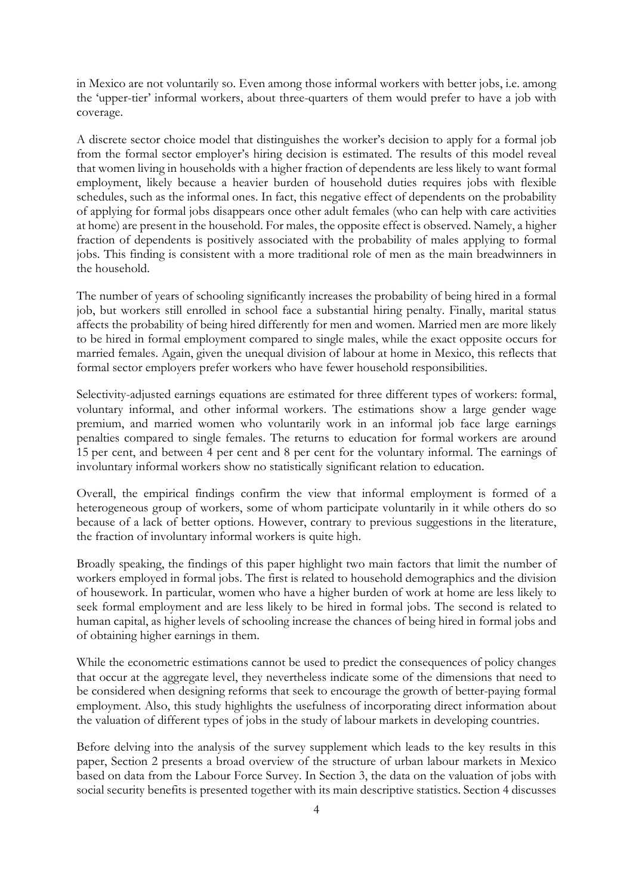in Mexico are not voluntarily so. Even among those informal workers with better jobs, i.e. among the 'upper-tier' informal workers, about three-quarters of them would prefer to have a job with coverage.

A discrete sector choice model that distinguishes the worker's decision to apply for a formal job from the formal sector employer's hiring decision is estimated. The results of this model reveal that women living in households with a higher fraction of dependents are less likely to want formal employment, likely because a heavier burden of household duties requires jobs with flexible schedules, such as the informal ones. In fact, this negative effect of dependents on the probability of applying for formal jobs disappears once other adult females (who can help with care activities at home) are present in the household. For males, the opposite effect is observed. Namely, a higher fraction of dependents is positively associated with the probability of males applying to formal jobs. This finding is consistent with a more traditional role of men as the main breadwinners in the household.

The number of years of schooling significantly increases the probability of being hired in a formal job, but workers still enrolled in school face a substantial hiring penalty. Finally, marital status affects the probability of being hired differently for men and women. Married men are more likely to be hired in formal employment compared to single males, while the exact opposite occurs for married females. Again, given the unequal division of labour at home in Mexico, this reflects that formal sector employers prefer workers who have fewer household responsibilities.

Selectivity-adjusted earnings equations are estimated for three different types of workers: formal, voluntary informal, and other informal workers. The estimations show a large gender wage premium, and married women who voluntarily work in an informal job face large earnings penalties compared to single females. The returns to education for formal workers are around 15 per cent, and between 4 per cent and 8 per cent for the voluntary informal. The earnings of involuntary informal workers show no statistically significant relation to education.

Overall, the empirical findings confirm the view that informal employment is formed of a heterogeneous group of workers, some of whom participate voluntarily in it while others do so because of a lack of better options. However, contrary to previous suggestions in the literature, the fraction of involuntary informal workers is quite high.

Broadly speaking, the findings of this paper highlight two main factors that limit the number of workers employed in formal jobs. The first is related to household demographics and the division of housework. In particular, women who have a higher burden of work at home are less likely to seek formal employment and are less likely to be hired in formal jobs. The second is related to human capital, as higher levels of schooling increase the chances of being hired in formal jobs and of obtaining higher earnings in them.

While the econometric estimations cannot be used to predict the consequences of policy changes that occur at the aggregate level, they nevertheless indicate some of the dimensions that need to be considered when designing reforms that seek to encourage the growth of better-paying formal employment. Also, this study highlights the usefulness of incorporating direct information about the valuation of different types of jobs in the study of labour markets in developing countries.

Before delving into the analysis of the survey supplement which leads to the key results in this paper, Section 2 presents a broad overview of the structure of urban labour markets in Mexico based on data from the Labour Force Survey. In Section 3, the data on the valuation of jobs with social security benefits is presented together with its main descriptive statistics. Section 4 discusses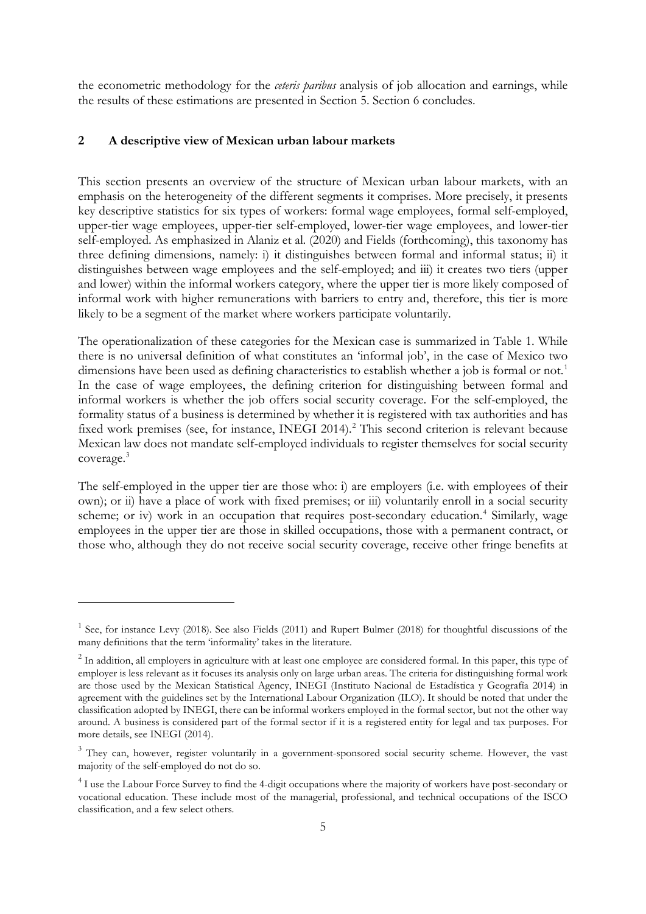the econometric methodology for the *ceteris paribus* analysis of job allocation and earnings, while the results of these estimations are presented in Section 5. Section 6 concludes.

## 2 A descriptive view of Mexican urban labour markets

This section presents an overview of the structure of Mexican urban labour markets, with an emphasis on the heterogeneity of the different segments it comprises. More precisely, it presents key descriptive statistics for six types of workers: formal wage employees, formal self-employed, upper-tier wage employees, upper-tier self-employed, lower-tier wage employees, and lower-tier self-employed. As emphasized in Alaniz et al. (2020) and Fields (forthcoming), this taxonomy has three defining dimensions, namely: i) it distinguishes between formal and informal status; ii) it distinguishes between wage employees and the self-employed; and iii) it creates two tiers (upper and lower) within the informal workers category, where the upper tier is more likely composed of informal work with higher remunerations with barriers to entry and, therefore, this tier is more likely to be a segment of the market where workers participate voluntarily.

The operationalization of these categories for the Mexican case is summarized in Table 1. While there is no universal definition of what constitutes an 'informal job', in the case of Mexico two dimensions have been used as defining characteristics to establish whether a job is formal or not.[1] In the case of wage employees, the defining criterion for distinguishing between formal and informal workers is whether the job offers social security coverage. For the self-employed, the formality status of a business is determined by whether it is registered with tax authorities and has fixed work premises (see, for instance, INEGI 2014).[2] This second criterion is relevant because Mexican law does not mandate self-employed individuals to register themselves for social security coverage.[3]

The self-employed in the upper tier are those who: i) are employers (i.e. with employees of their own); or ii) have a place of work with fixed premises; or iii) voluntarily enroll in a social security scheme; or iv) work in an occupation that requires post-secondary education.[4] Similarly, wage employees in the upper tier are those in skilled occupations, those with a permanent contract, or those who, although they do not receive social security coverage, receive other fringe benefits at

---

[1] See, for instance Levy (2018). See also Fields (2011) and Rupert Bulmer (2018) for thoughtful discussions of the many definitions that the term 'informality' takes in the literature.

[2] In addition, all employers in agriculture with at least one employee are considered formal. In this paper, this type of employer is less relevant as it focuses its analysis only on large urban areas. The criteria for distinguishing formal work are those used by the Mexican Statistical Agency, INEGI (Instituto Nacional de Estadística y Geografía 2014) in agreement with the guidelines set by the International Labour Organization (ILO). It should be noted that under the classification adopted by INEGI, there can be informal workers employed in the formal sector, but not the other way around. A business is considered part of the formal sector if it is a registered entity for legal and tax purposes. For more details, see INEGI (2014).

[3] They can, however, register voluntarily in a government-sponsored social security scheme. However, the vast majority of the self-employed do not do so.

[4] I use the Labour Force Survey to find the 4-digit occupations where the majority of workers have post-secondary or vocational education. These include most of the managerial, professional, and technical occupations of the ISCO classification, and a few select others.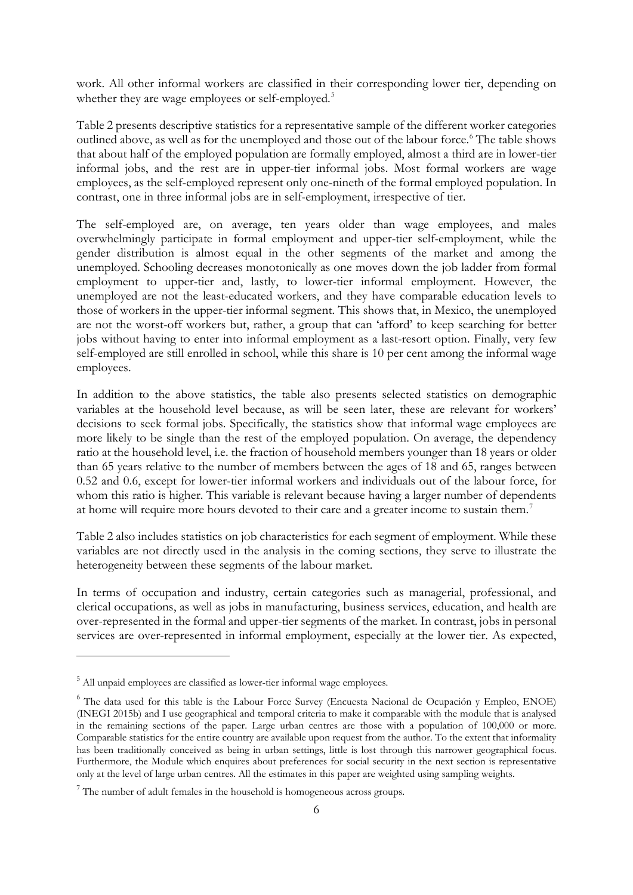work. All other informal workers are classified in their corresponding lower tier, depending on whether they are wage employees or self-employed.[5]

Table 2 presents descriptive statistics for a representative sample of the different worker categories outlined above, as well as for the unemployed and those out of the labour force.[6] The table shows that about half of the employed population are formally employed, almost a third are in lower-tier informal jobs, and the rest are in upper-tier informal jobs. Most formal workers are wage employees, as the self-employed represent only one-nineth of the formal employed population. In contrast, one in three informal jobs are in self-employment, irrespective of tier.

The self-employed are, on average, ten years older than wage employees, and males overwhelmingly participate in formal employment and upper-tier self-employment, while the gender distribution is almost equal in the other segments of the market and among the unemployed. Schooling decreases monotonically as one moves down the job ladder from formal employment to upper-tier and, lastly, to lower-tier informal employment. However, the unemployed are not the least-educated workers, and they have comparable education levels to those of workers in the upper-tier informal segment. This shows that, in Mexico, the unemployed are not the worst-off workers but, rather, a group that can 'afford' to keep searching for better jobs without having to enter into informal employment as a last-resort option. Finally, very few self-employed are still enrolled in school, while this share is 10 per cent among the informal wage employees.

In addition to the above statistics, the table also presents selected statistics on demographic variables at the household level because, as will be seen later, these are relevant for workers' decisions to seek formal jobs. Specifically, the statistics show that informal wage employees are more likely to be single than the rest of the employed population. On average, the dependency ratio at the household level, i.e. the fraction of household members younger than 18 years or older than 65 years relative to the number of members between the ages of 18 and 65, ranges between 0.52 and 0.6, except for lower-tier informal workers and individuals out of the labour force, for whom this ratio is higher. This variable is relevant because having a larger number of dependents at home will require more hours devoted to their care and a greater income to sustain them.[7]

Table 2 also includes statistics on job characteristics for each segment of employment. While these variables are not directly used in the analysis in the coming sections, they serve to illustrate the heterogeneity between these segments of the labour market.

In terms of occupation and industry, certain categories such as managerial, professional, and clerical occupations, as well as jobs in manufacturing, business services, education, and health are over-represented in the formal and upper-tier segments of the market. In contrast, jobs in personal services are over-represented in informal employment, especially at the lower tier. As expected,

---

[5] All unpaid employees are classified as lower-tier informal wage employees.

[6] The data used for this table is the Labour Force Survey (Encuesta Nacional de Ocupación y Empleo, ENOE) (INEGI 2015b) and I use geographical and temporal criteria to make it comparable with the module that is analysed in the remaining sections of the paper. Large urban centres are those with a population of 100,000 or more. Comparable statistics for the entire country are available upon request from the author. To the extent that informality has been traditionally conceived as being in urban settings, little is lost through this narrower geographical focus. Furthermore, the Module which enquires about preferences for social security in the next section is representative only at the level of large urban centres. All the estimates in this paper are weighted using sampling weights.

[7] The number of adult females in the household is homogeneous across groups.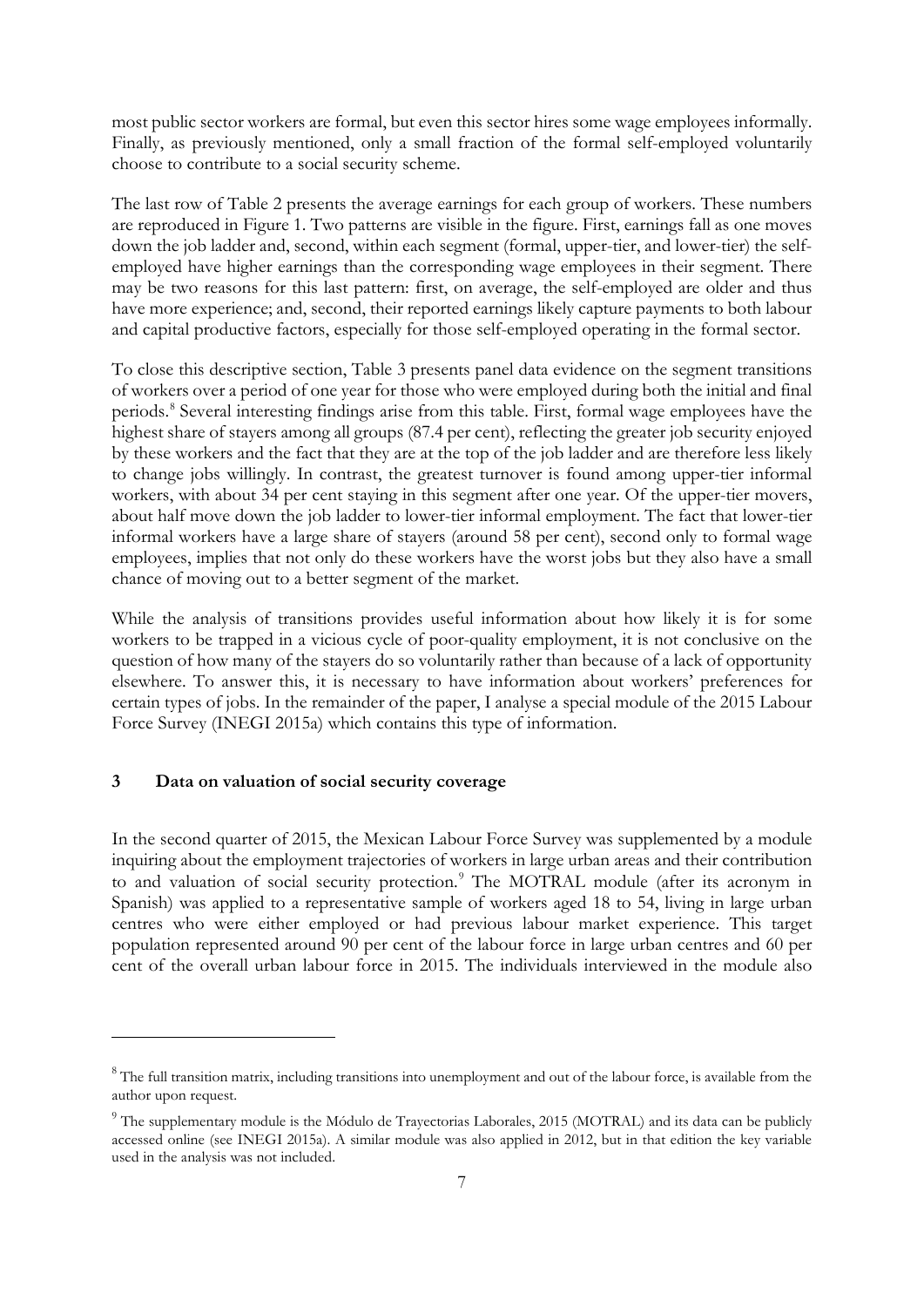most public sector workers are formal, but even this sector hires some wage employees informally. Finally, as previously mentioned, only a small fraction of the formal self-employed voluntarily choose to contribute to a social security scheme.

The last row of Table 2 presents the average earnings for each group of workers. These numbers are reproduced in Figure 1. Two patterns are visible in the figure. First, earnings fall as one moves down the job ladder and, second, within each segment (formal, upper-tier, and lower-tier) the self-employed have higher earnings than the corresponding wage employees in their segment. There may be two reasons for this last pattern: first, on average, the self-employed are older and thus have more experience; and, second, their reported earnings likely capture payments to both labour and capital productive factors, especially for those self-employed operating in the formal sector.

To close this descriptive section, Table 3 presents panel data evidence on the segment transitions of workers over a period of one year for those who were employed during both the initial and final periods.[8] Several interesting findings arise from this table. First, formal wage employees have the highest share of stayers among all groups (87.4 per cent), reflecting the greater job security enjoyed by these workers and the fact that they are at the top of the job ladder and are therefore less likely to change jobs willingly. In contrast, the greatest turnover is found among upper-tier informal workers, with about 34 per cent staying in this segment after one year. Of the upper-tier movers, about half move down the job ladder to lower-tier informal employment. The fact that lower-tier informal workers have a large share of stayers (around 58 per cent), second only to formal wage employees, implies that not only do these workers have the worst jobs but they also have a small chance of moving out to a better segment of the market.

While the analysis of transitions provides useful information about how likely it is for some workers to be trapped in a vicious cycle of poor-quality employment, it is not conclusive on the question of how many of the stayers do so voluntarily rather than because of a lack of opportunity elsewhere. To answer this, it is necessary to have information about workers' preferences for certain types of jobs. In the remainder of the paper, I analyse a special module of the 2015 Labour Force Survey (INEGI 2015a) which contains this type of information.

## 3 Data on valuation of social security coverage

In the second quarter of 2015, the Mexican Labour Force Survey was supplemented by a module inquiring about the employment trajectories of workers in large urban areas and their contribution to and valuation of social security protection.[9] The MOTRAL module (after its acronym in Spanish) was applied to a representative sample of workers aged 18 to 54, living in large urban centres who were either employed or had previous labour market experience. This target population represented around 90 per cent of the labour force in large urban centres and 60 per cent of the overall urban labour force in 2015. The individuals interviewed in the module also

---

[8] The full transition matrix, including transitions into unemployment and out of the labour force, is available from the author upon request.

[9] The supplementary module is the Módulo de Trayectorias Laborales, 2015 (MOTRAL) and its data can be publicly accessed online (see INEGI 2015a). A similar module was also applied in 2012, but in that edition the key variable used in the analysis was not included.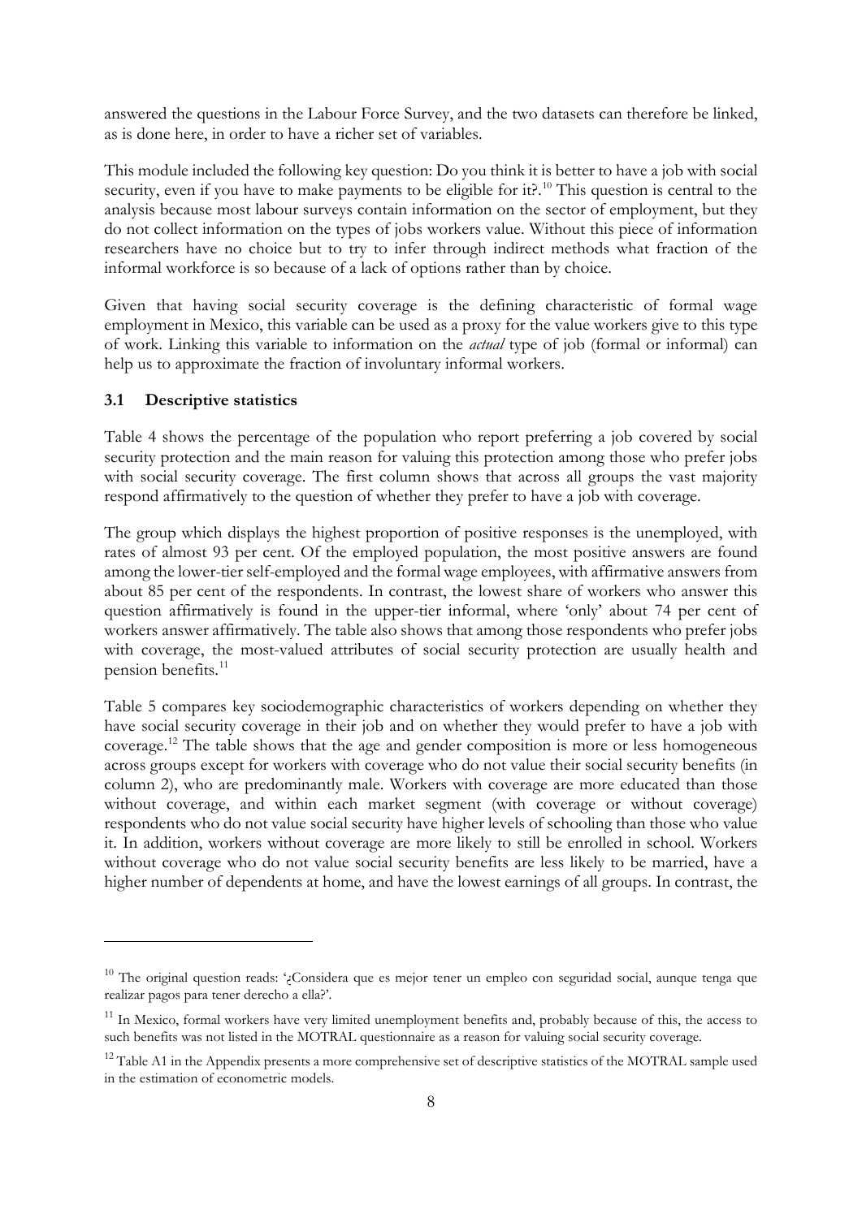answered the questions in the Labour Force Survey, and the two datasets can therefore be linked, as is done here, in order to have a richer set of variables.

This module included the following key question: Do you think it is better to have a job with social security, even if you have to make payments to be eligible for it?.[10] This question is central to the analysis because most labour surveys contain information on the sector of employment, but they do not collect information on the types of jobs workers value. Without this piece of information researchers have no choice but to try to infer through indirect methods what fraction of the informal workforce is so because of a lack of options rather than by choice.

Given that having social security coverage is the defining characteristic of formal wage employment in Mexico, this variable can be used as a proxy for the value workers give to this type of work. Linking this variable to information on the *actual* type of job (formal or informal) can help us to approximate the fraction of involuntary informal workers.

### 3.1 Descriptive statistics

Table 4 shows the percentage of the population who report preferring a job covered by social security protection and the main reason for valuing this protection among those who prefer jobs with social security coverage. The first column shows that across all groups the vast majority respond affirmatively to the question of whether they prefer to have a job with coverage.

The group which displays the highest proportion of positive responses is the unemployed, with rates of almost 93 per cent. Of the employed population, the most positive answers are found among the lower-tier self-employed and the formal wage employees, with affirmative answers from about 85 per cent of the respondents. In contrast, the lowest share of workers who answer this question affirmatively is found in the upper-tier informal, where 'only' about 74 per cent of workers answer affirmatively. The table also shows that among those respondents who prefer jobs with coverage, the most-valued attributes of social security protection are usually health and pension benefits.[11]

Table 5 compares key sociodemographic characteristics of workers depending on whether they have social security coverage in their job and on whether they would prefer to have a job with coverage.[12] The table shows that the age and gender composition is more or less homogeneous across groups except for workers with coverage who do not value their social security benefits (in column 2), who are predominantly male. Workers with coverage are more educated than those without coverage, and within each market segment (with coverage or without coverage) respondents who do not value social security have higher levels of schooling than those who value it. In addition, workers without coverage are more likely to still be enrolled in school. Workers without coverage who do not value social security benefits are less likely to be married, have a higher number of dependents at home, and have the lowest earnings of all groups. In contrast, the

---

[10] The original question reads: '¿Considera que es mejor tener un empleo con seguridad social, aunque tenga que realizar pagos para tener derecho a ella?'.

[11] In Mexico, formal workers have very limited unemployment benefits and, probably because of this, the access to such benefits was not listed in the MOTRAL questionnaire as a reason for valuing social security coverage.

[12] Table A1 in the Appendix presents a more comprehensive set of descriptive statistics of the MOTRAL sample used in the estimation of econometric models.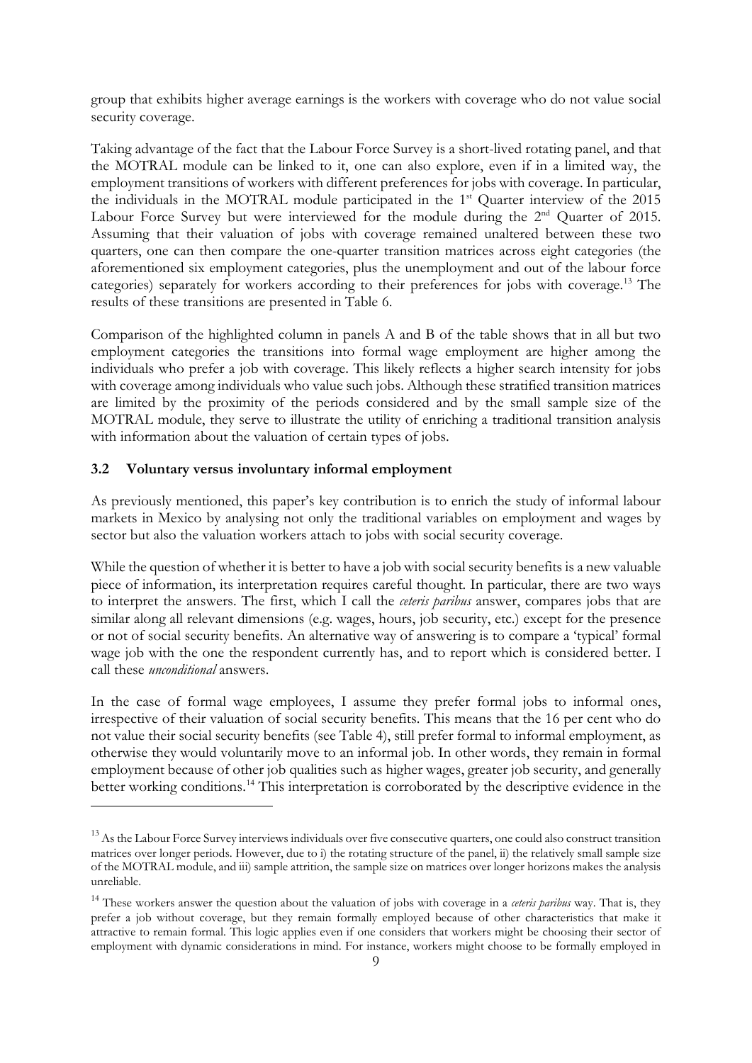group that exhibits higher average earnings is the workers with coverage who do not value social security coverage.

Taking advantage of the fact that the Labour Force Survey is a short-lived rotating panel, and that the MOTRAL module can be linked to it, one can also explore, even if in a limited way, the employment transitions of workers with different preferences for jobs with coverage. In particular, the individuals in the MOTRAL module participated in the 1st Quarter interview of the 2015 Labour Force Survey but were interviewed for the module during the 2nd Quarter of 2015. Assuming that their valuation of jobs with coverage remained unaltered between these two quarters, one can then compare the one-quarter transition matrices across eight categories (the aforementioned six employment categories, plus the unemployment and out of the labour force categories) separately for workers according to their preferences for jobs with coverage.[13] The results of these transitions are presented in Table 6.

Comparison of the highlighted column in panels A and B of the table shows that in all but two employment categories the transitions into formal wage employment are higher among the individuals who prefer a job with coverage. This likely reflects a higher search intensity for jobs with coverage among individuals who value such jobs. Although these stratified transition matrices are limited by the proximity of the periods considered and by the small sample size of the MOTRAL module, they serve to illustrate the utility of enriching a traditional transition analysis with information about the valuation of certain types of jobs.

### 3.2 Voluntary versus involuntary informal employment

As previously mentioned, this paper's key contribution is to enrich the study of informal labour markets in Mexico by analysing not only the traditional variables on employment and wages by sector but also the valuation workers attach to jobs with social security coverage.

While the question of whether it is better to have a job with social security benefits is a new valuable piece of information, its interpretation requires careful thought. In particular, there are two ways to interpret the answers. The first, which I call the *ceteris paribus* answer, compares jobs that are similar along all relevant dimensions (e.g. wages, hours, job security, etc.) except for the presence or not of social security benefits. An alternative way of answering is to compare a 'typical' formal wage job with the one the respondent currently has, and to report which is considered better. I call these *unconditional* answers.

In the case of formal wage employees, I assume they prefer formal jobs to informal ones, irrespective of their valuation of social security benefits. This means that the 16 per cent who do not value their social security benefits (see Table 4), still prefer formal to informal employment, as otherwise they would voluntarily move to an informal job. In other words, they remain in formal employment because of other job qualities such as higher wages, greater job security, and generally better working conditions.[14] This interpretation is corroborated by the descriptive evidence in the

---

[13] As the Labour Force Survey interviews individuals over five consecutive quarters, one could also construct transition matrices over longer periods. However, due to i) the rotating structure of the panel, ii) the relatively small sample size of the MOTRAL module, and iii) sample attrition, the sample size on matrices over longer horizons makes the analysis unreliable.

[14] These workers answer the question about the valuation of jobs with coverage in a *ceteris paribus* way. That is, they prefer a job without coverage, but they remain formally employed because of other characteristics that make it attractive to remain formal. This logic applies even if one considers that workers might be choosing their sector of employment with dynamic considerations in mind. For instance, workers might choose to be formally employed in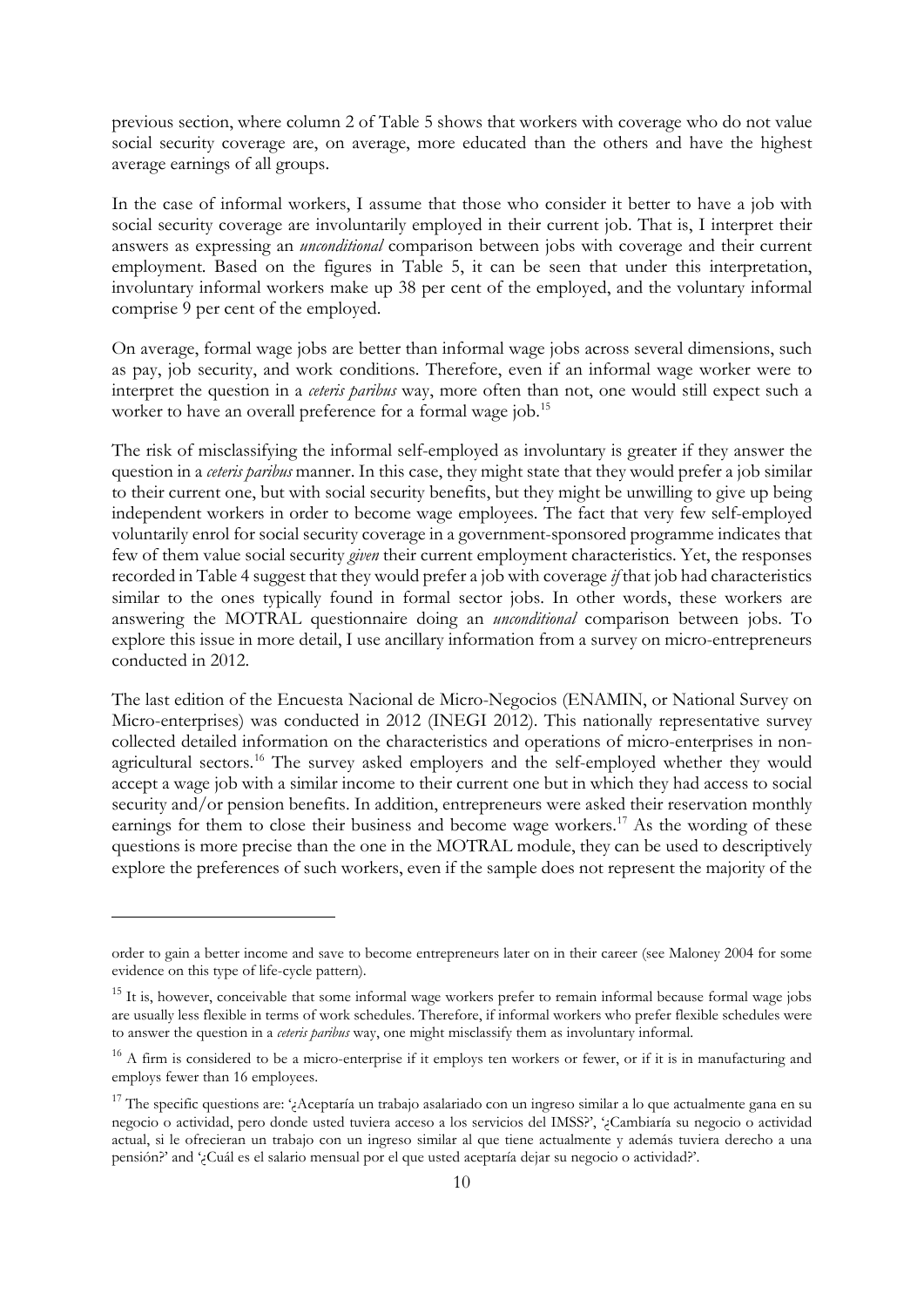previous section, where column 2 of Table 5 shows that workers with coverage who do not value social security coverage are, on average, more educated than the others and have the highest average earnings of all groups.

In the case of informal workers, I assume that those who consider it better to have a job with social security coverage are involuntarily employed in their current job. That is, I interpret their answers as expressing an *unconditional* comparison between jobs with coverage and their current employment. Based on the figures in Table 5, it can be seen that under this interpretation, involuntary informal workers make up 38 per cent of the employed, and the voluntary informal comprise 9 per cent of the employed.

On average, formal wage jobs are better than informal wage jobs across several dimensions, such as pay, job security, and work conditions. Therefore, even if an informal wage worker were to interpret the question in a *ceteris paribus* way, more often than not, one would still expect such a worker to have an overall preference for a formal wage job.[15]

The risk of misclassifying the informal self-employed as involuntary is greater if they answer the question in a *ceteris paribus* manner. In this case, they might state that they would prefer a job similar to their current one, but with social security benefits, but they might be unwilling to give up being independent workers in order to become wage employees. The fact that very few self-employed voluntarily enrol for social security coverage in a government-sponsored programme indicates that few of them value social security *given* their current employment characteristics. Yet, the responses recorded in Table 4 suggest that they would prefer a job with coverage *if* that job had characteristics similar to the ones typically found in formal sector jobs. In other words, these workers are answering the MOTRAL questionnaire doing an *unconditional* comparison between jobs. To explore this issue in more detail, I use ancillary information from a survey on micro-entrepreneurs conducted in 2012.

The last edition of the Encuesta Nacional de Micro-Negocios (ENAMIN, or National Survey on Micro-enterprises) was conducted in 2012 (INEGI 2012). This nationally representative survey collected detailed information on the characteristics and operations of micro-enterprises in non-agricultural sectors.[16] The survey asked employers and the self-employed whether they would accept a wage job with a similar income to their current one but in which they had access to social security and/or pension benefits. In addition, entrepreneurs were asked their reservation monthly earnings for them to close their business and become wage workers.[17] As the wording of these questions is more precise than the one in the MOTRAL module, they can be used to descriptively explore the preferences of such workers, even if the sample does not represent the majority of the

---

order to gain a better income and save to become entrepreneurs later on in their career (see Maloney 2004 for some evidence on this type of life-cycle pattern).

[15] It is, however, conceivable that some informal wage workers prefer to remain informal because formal wage jobs are usually less flexible in terms of work schedules. Therefore, if informal workers who prefer flexible schedules were to answer the question in a *ceteris paribus* way, one might misclassify them as involuntary informal.

[16] A firm is considered to be a micro-enterprise if it employs ten workers or fewer, or if it is in manufacturing and employs fewer than 16 employees.

[17] The specific questions are: '¿Aceptaría un trabajo asalariado con un ingreso similar a lo que actualmente gana en su negocio o actividad, pero donde usted tuviera acceso a los servicios del IMSS?', '¿Cambiaría su negocio o actividad actual, si le ofrecieran un trabajo con un ingreso similar al que tiene actualmente y además tuviera derecho a una pensión?' and '¿Cuál es el salario mensual por el que usted aceptaría dejar su negocio o actividad?'.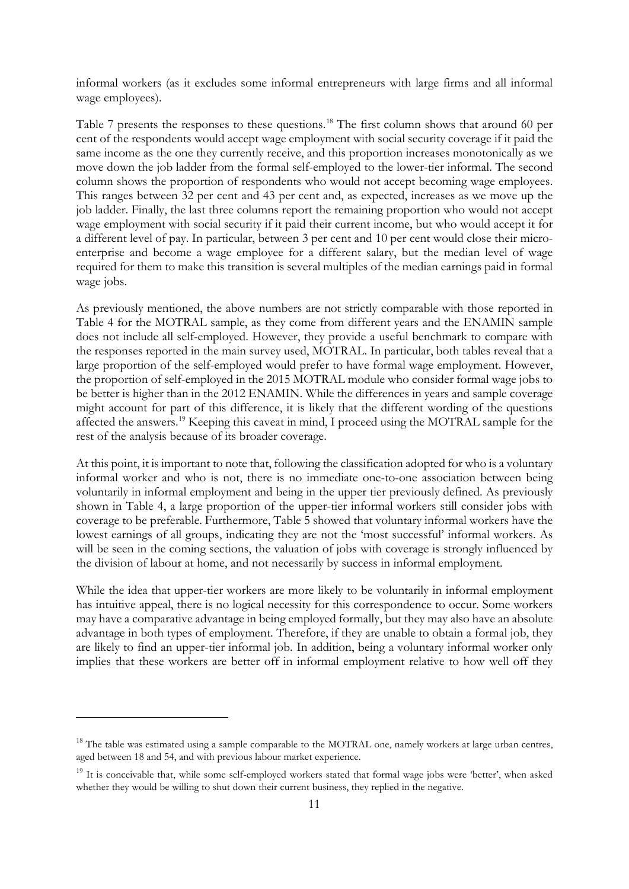informal workers (as it excludes some informal entrepreneurs with large firms and all informal wage employees).

Table 7 presents the responses to these questions.[18] The first column shows that around 60 per cent of the respondents would accept wage employment with social security coverage if it paid the same income as the one they currently receive, and this proportion increases monotonically as we move down the job ladder from the formal self-employed to the lower-tier informal. The second column shows the proportion of respondents who would not accept becoming wage employees. This ranges between 32 per cent and 43 per cent and, as expected, increases as we move up the job ladder. Finally, the last three columns report the remaining proportion who would not accept wage employment with social security if it paid their current income, but who would accept it for a different level of pay. In particular, between 3 per cent and 10 per cent would close their micro-enterprise and become a wage employee for a different salary, but the median level of wage required for them to make this transition is several multiples of the median earnings paid in formal wage jobs.

As previously mentioned, the above numbers are not strictly comparable with those reported in Table 4 for the MOTRAL sample, as they come from different years and the ENAMIN sample does not include all self-employed. However, they provide a useful benchmark to compare with the responses reported in the main survey used, MOTRAL. In particular, both tables reveal that a large proportion of the self-employed would prefer to have formal wage employment. However, the proportion of self-employed in the 2015 MOTRAL module who consider formal wage jobs to be better is higher than in the 2012 ENAMIN. While the differences in years and sample coverage might account for part of this difference, it is likely that the different wording of the questions affected the answers.[19] Keeping this caveat in mind, I proceed using the MOTRAL sample for the rest of the analysis because of its broader coverage.

At this point, it is important to note that, following the classification adopted for who is a voluntary informal worker and who is not, there is no immediate one-to-one association between being voluntarily in informal employment and being in the upper tier previously defined. As previously shown in Table 4, a large proportion of the upper-tier informal workers still consider jobs with coverage to be preferable. Furthermore, Table 5 showed that voluntary informal workers have the lowest earnings of all groups, indicating they are not the 'most successful' informal workers. As will be seen in the coming sections, the valuation of jobs with coverage is strongly influenced by the division of labour at home, and not necessarily by success in informal employment.

While the idea that upper-tier workers are more likely to be voluntarily in informal employment has intuitive appeal, there is no logical necessity for this correspondence to occur. Some workers may have a comparative advantage in being employed formally, but they may also have an absolute advantage in both types of employment. Therefore, if they are unable to obtain a formal job, they are likely to find an upper-tier informal job. In addition, being a voluntary informal worker only implies that these workers are better off in informal employment relative to how well off they

[18] The table was estimated using a sample comparable to the MOTRAL one, namely workers at large urban centres, aged between 18 and 54, and with previous labour market experience.

[19] It is conceivable that, while some self-employed workers stated that formal wage jobs were 'better', when asked whether they would be willing to shut down their current business, they replied in the negative.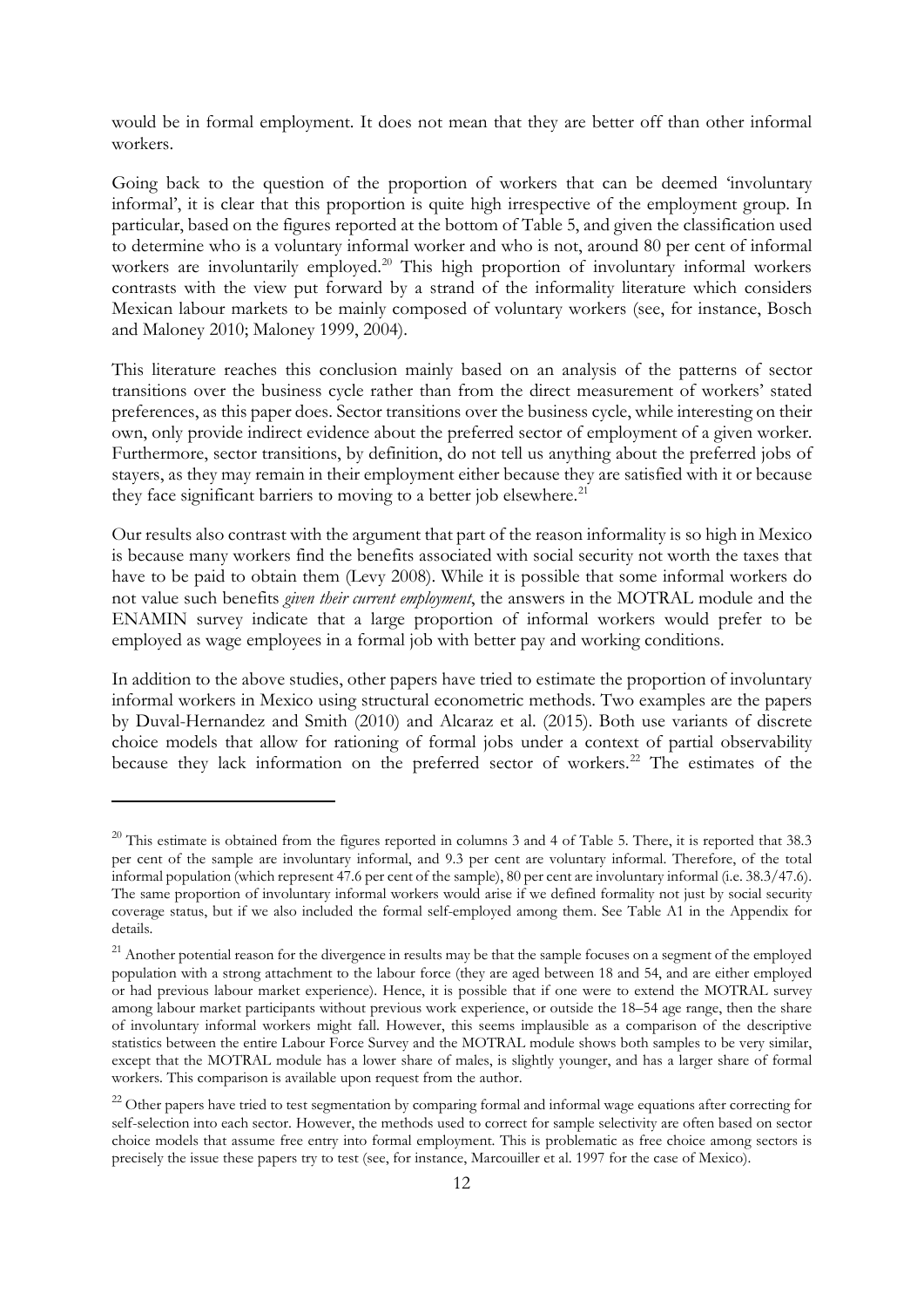would be in formal employment. It does not mean that they are better off than other informal workers.

Going back to the question of the proportion of workers that can be deemed 'involuntary informal', it is clear that this proportion is quite high irrespective of the employment group. In particular, based on the figures reported at the bottom of Table 5, and given the classification used to determine who is a voluntary informal worker and who is not, around 80 per cent of informal workers are involuntarily employed.[20] This high proportion of involuntary informal workers contrasts with the view put forward by a strand of the informality literature which considers Mexican labour markets to be mainly composed of voluntary workers (see, for instance, Bosch and Maloney 2010; Maloney 1999, 2004).

This literature reaches this conclusion mainly based on an analysis of the patterns of sector transitions over the business cycle rather than from the direct measurement of workers' stated preferences, as this paper does. Sector transitions over the business cycle, while interesting on their own, only provide indirect evidence about the preferred sector of employment of a given worker. Furthermore, sector transitions, by definition, do not tell us anything about the preferred jobs of stayers, as they may remain in their employment either because they are satisfied with it or because they face significant barriers to moving to a better job elsewhere.[21]

Our results also contrast with the argument that part of the reason informality is so high in Mexico is because many workers find the benefits associated with social security not worth the taxes that have to be paid to obtain them (Levy 2008). While it is possible that some informal workers do not value such benefits *given their current employment*, the answers in the MOTRAL module and the ENAMIN survey indicate that a large proportion of informal workers would prefer to be employed as wage employees in a formal job with better pay and working conditions.

In addition to the above studies, other papers have tried to estimate the proportion of involuntary informal workers in Mexico using structural econometric methods. Two examples are the papers by Duval-Hernandez and Smith (2010) and Alcaraz et al. (2015). Both use variants of discrete choice models that allow for rationing of formal jobs under a context of partial observability because they lack information on the preferred sector of workers.[22] The estimates of the

---

[20] This estimate is obtained from the figures reported in columns 3 and 4 of Table 5. There, it is reported that 38.3 per cent of the sample are involuntary informal, and 9.3 per cent are voluntary informal. Therefore, of the total informal population (which represent 47.6 per cent of the sample), 80 per cent are involuntary informal (i.e. 38.3/47.6). The same proportion of involuntary informal workers would arise if we defined formality not just by social security coverage status, but if we also included the formal self-employed among them. See Table A1 in the Appendix for details.

[21] Another potential reason for the divergence in results may be that the sample focuses on a segment of the employed population with a strong attachment to the labour force (they are aged between 18 and 54, and are either employed or had previous labour market experience). Hence, it is possible that if one were to extend the MOTRAL survey among labour market participants without previous work experience, or outside the 18–54 age range, then the share of involuntary informal workers might fall. However, this seems implausible as a comparison of the descriptive statistics between the entire Labour Force Survey and the MOTRAL module shows both samples to be very similar, except that the MOTRAL module has a lower share of males, is slightly younger, and has a larger share of formal workers. This comparison is available upon request from the author.

[22] Other papers have tried to test segmentation by comparing formal and informal wage equations after correcting for self-selection into each sector. However, the methods used to correct for sample selectivity are often based on sector choice models that assume free entry into formal employment. This is problematic as free choice among sectors is precisely the issue these papers try to test (see, for instance, Marcouiller et al. 1997 for the case of Mexico).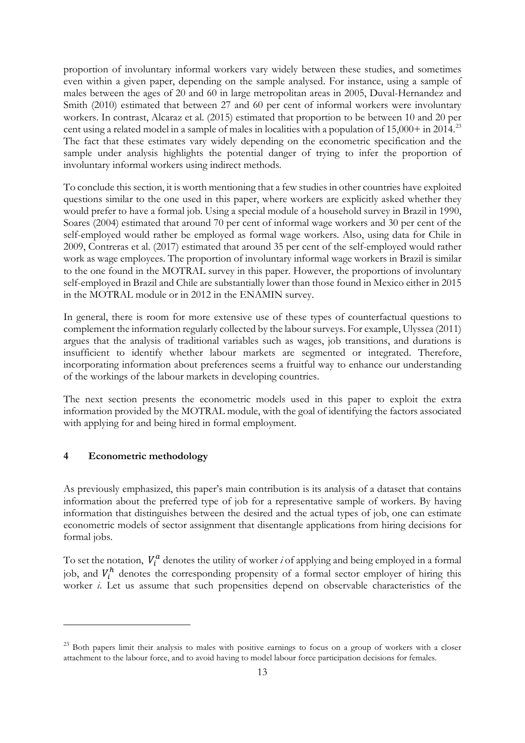proportion of involuntary informal workers vary widely between these studies, and sometimes even within a given paper, depending on the sample analysed. For instance, using a sample of males between the ages of 20 and 60 in large metropolitan areas in 2005, Duval-Hernandez and Smith (2010) estimated that between 27 and 60 per cent of informal workers were involuntary workers. In contrast, Alcaraz et al. (2015) estimated that proportion to be between 10 and 20 per cent using a related model in a sample of males in localities with a population of 15,000+ in 2014.[23] The fact that these estimates vary widely depending on the econometric specification and the sample under analysis highlights the potential danger of trying to infer the proportion of involuntary informal workers using indirect methods.

To conclude this section, it is worth mentioning that a few studies in other countries have exploited questions similar to the one used in this paper, where workers are explicitly asked whether they would prefer to have a formal job. Using a special module of a household survey in Brazil in 1990, Soares (2004) estimated that around 70 per cent of informal wage workers and 30 per cent of the self-employed would rather be employed as formal wage workers. Also, using data for Chile in 2009, Contreras et al. (2017) estimated that around 35 per cent of the self-employed would rather work as wage employees. The proportion of involuntary informal wage workers in Brazil is similar to the one found in the MOTRAL survey in this paper. However, the proportions of involuntary self-employed in Brazil and Chile are substantially lower than those found in Mexico either in 2015 in the MOTRAL module or in 2012 in the ENAMIN survey.

In general, there is room for more extensive use of these types of counterfactual questions to complement the information regularly collected by the labour surveys. For example, Ulyssea (2011) argues that the analysis of traditional variables such as wages, job transitions, and durations is insufficient to identify whether labour markets are segmented or integrated. Therefore, incorporating information about preferences seems a fruitful way to enhance our understanding of the workings of the labour markets in developing countries.

The next section presents the econometric models used in this paper to exploit the extra information provided by the MOTRAL module, with the goal of identifying the factors associated with applying for and being hired in formal employment.

## 4 Econometric methodology

As previously emphasized, this paper's main contribution is its analysis of a dataset that contains information about the preferred type of job for a representative sample of workers. By having information that distinguishes between the desired and the actual types of job, one can estimate econometric models of sector assignment that disentangle applications from hiring decisions for formal jobs.

To set the notation, $V_i^a$ denotes the utility of worker *i* of applying and being employed in a formal job, and $V_i^h$ denotes the corresponding propensity of a formal sector employer of hiring this worker *i*. Let us assume that such propensities depend on observable characteristics of the

[23] Both papers limit their analysis to males with positive earnings to focus on a group of workers with a closer attachment to the labour force, and to avoid having to model labour force participation decisions for females.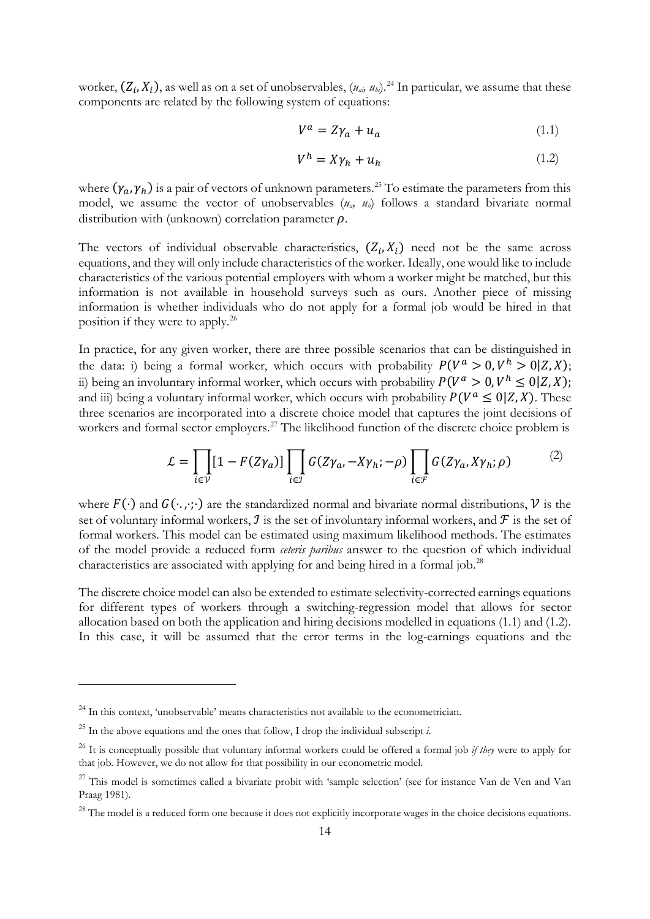worker, $(Z_i, X_i)$, as well as on a set of unobservables, $(u_{ai}, u_{hi})$.[24] In particular, we assume that these components are related by the following system of equations:

$$V^a = Z\gamma_a + u_a \tag{1.1}$$

$$V^h = X\gamma_h + u_h \tag{1.2}$$

where $(\gamma_a, \gamma_h)$ is a pair of vectors of unknown parameters.[25] To estimate the parameters from this model, we assume the vector of unobservables $(u_a, u_h)$ follows a standard bivariate normal distribution with (unknown) correlation parameter $\rho$.

The vectors of individual observable characteristics, $(Z_i, X_i)$ need not be the same across equations, and they will only include characteristics of the worker. Ideally, one would like to include characteristics of the various potential employers with whom a worker might be matched, but this information is not available in household surveys such as ours. Another piece of missing information is whether individuals who do not apply for a formal job would be hired in that position if they were to apply.[26]

In practice, for any given worker, there are three possible scenarios that can be distinguished in the data: i) being a formal worker, which occurs with probability $P(V^a > 0, V^h > 0|Z, X)$; ii) being an involuntary informal worker, which occurs with probability $P(V^a > 0, V^h \leq 0|Z, X)$; and iii) being a voluntary informal worker, which occurs with probability $P(V^a \leq 0|Z, X)$. These three scenarios are incorporated into a discrete choice model that captures the joint decisions of workers and formal sector employers.[27] The likelihood function of the discrete choice problem is

$$\mathcal{L} = \prod_{i \in \mathcal{V}} [1 - F(Z\gamma_a)] \prod_{i \in \mathcal{J}} G(Z\gamma_a, -X\gamma_h; -\rho) \prod_{i \in \mathcal{F}} G(Z\gamma_a, X\gamma_h; \rho) \tag{2}$$

where $F(\cdot)$ and $G(\cdot, \cdot; \cdot)$ are the standardized normal and bivariate normal distributions, $\mathcal{V}$ is the set of voluntary informal workers, $\mathcal{J}$ is the set of involuntary informal workers, and $\mathcal{F}$ is the set of formal workers. This model can be estimated using maximum likelihood methods. The estimates of the model provide a reduced form *ceteris paribus* answer to the question of which individual characteristics are associated with applying for and being hired in a formal job.[28]

The discrete choice model can also be extended to estimate selectivity-corrected earnings equations for different types of workers through a switching-regression model that allows for sector allocation based on both the application and hiring decisions modelled in equations (1.1) and (1.2). In this case, it will be assumed that the error terms in the log-earnings equations and the

---

[24] In this context, 'unobservable' means characteristics not available to the econometrician.

[25] In the above equations and the ones that follow, I drop the individual subscript *i*.

[26] It is conceptually possible that voluntary informal workers could be offered a formal job *if they* were to apply for that job. However, we do not allow for that possibility in our econometric model.

[27] This model is sometimes called a bivariate probit with 'sample selection' (see for instance Van de Ven and Van Praag 1981).

[28] The model is a reduced form one because it does not explicitly incorporate wages in the choice decisions equations.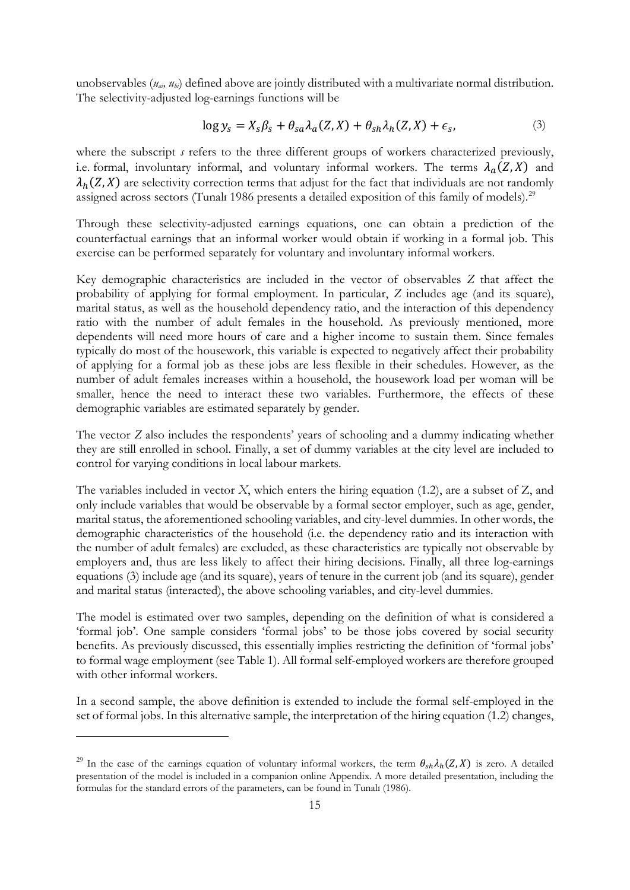unobservables ($u_{ai}$, $u_{hi}$) defined above are jointly distributed with a multivariate normal distribution. The selectivity-adjusted log-earnings functions will be

$$\log y_s = X_s\beta_s + \theta_{sa}\lambda_a(Z, X) + \theta_{sh}\lambda_h(Z, X) + \epsilon_s, \tag{3}$$

where the subscript $s$ refers to the three different groups of workers characterized previously, i.e. formal, involuntary informal, and voluntary informal workers. The terms $\lambda_a(Z, X)$ and $\lambda_h(Z, X)$ are selectivity correction terms that adjust for the fact that individuals are not randomly assigned across sectors (Tunalı 1986 presents a detailed exposition of this family of models).[29]

Through these selectivity-adjusted earnings equations, one can obtain a prediction of the counterfactual earnings that an informal worker would obtain if working in a formal job. This exercise can be performed separately for voluntary and involuntary informal workers.

Key demographic characteristics are included in the vector of observables $Z$ that affect the probability of applying for formal employment. In particular, $Z$ includes age (and its square), marital status, as well as the household dependency ratio, and the interaction of this dependency ratio with the number of adult females in the household. As previously mentioned, more dependents will need more hours of care and a higher income to sustain them. Since females typically do most of the housework, this variable is expected to negatively affect their probability of applying for a formal job as these jobs are less flexible in their schedules. However, as the number of adult females increases within a household, the housework load per woman will be smaller, hence the need to interact these two variables. Furthermore, the effects of these demographic variables are estimated separately by gender.

The vector $Z$ also includes the respondents' years of schooling and a dummy indicating whether they are still enrolled in school. Finally, a set of dummy variables at the city level are included to control for varying conditions in local labour markets.

The variables included in vector $X$, which enters the hiring equation (1.2), are a subset of Z, and only include variables that would be observable by a formal sector employer, such as age, gender, marital status, the aforementioned schooling variables, and city-level dummies. In other words, the demographic characteristics of the household (i.e. the dependency ratio and its interaction with the number of adult females) are excluded, as these characteristics are typically not observable by employers and, thus are less likely to affect their hiring decisions. Finally, all three log-earnings equations (3) include age (and its square), years of tenure in the current job (and its square), gender and marital status (interacted), the above schooling variables, and city-level dummies.

The model is estimated over two samples, depending on the definition of what is considered a 'formal job'. One sample considers 'formal jobs' to be those jobs covered by social security benefits. As previously discussed, this essentially implies restricting the definition of 'formal jobs' to formal wage employment (see Table 1). All formal self-employed workers are therefore grouped with other informal workers.

In a second sample, the above definition is extended to include the formal self-employed in the set of formal jobs. In this alternative sample, the interpretation of the hiring equation (1.2) changes,

---

[29] In the case of the earnings equation of voluntary informal workers, the term $\theta_{sh}\lambda_h(Z, X)$ is zero. A detailed presentation of the model is included in a companion online Appendix. A more detailed presentation, including the formulas for the standard errors of the parameters, can be found in Tunalı (1986).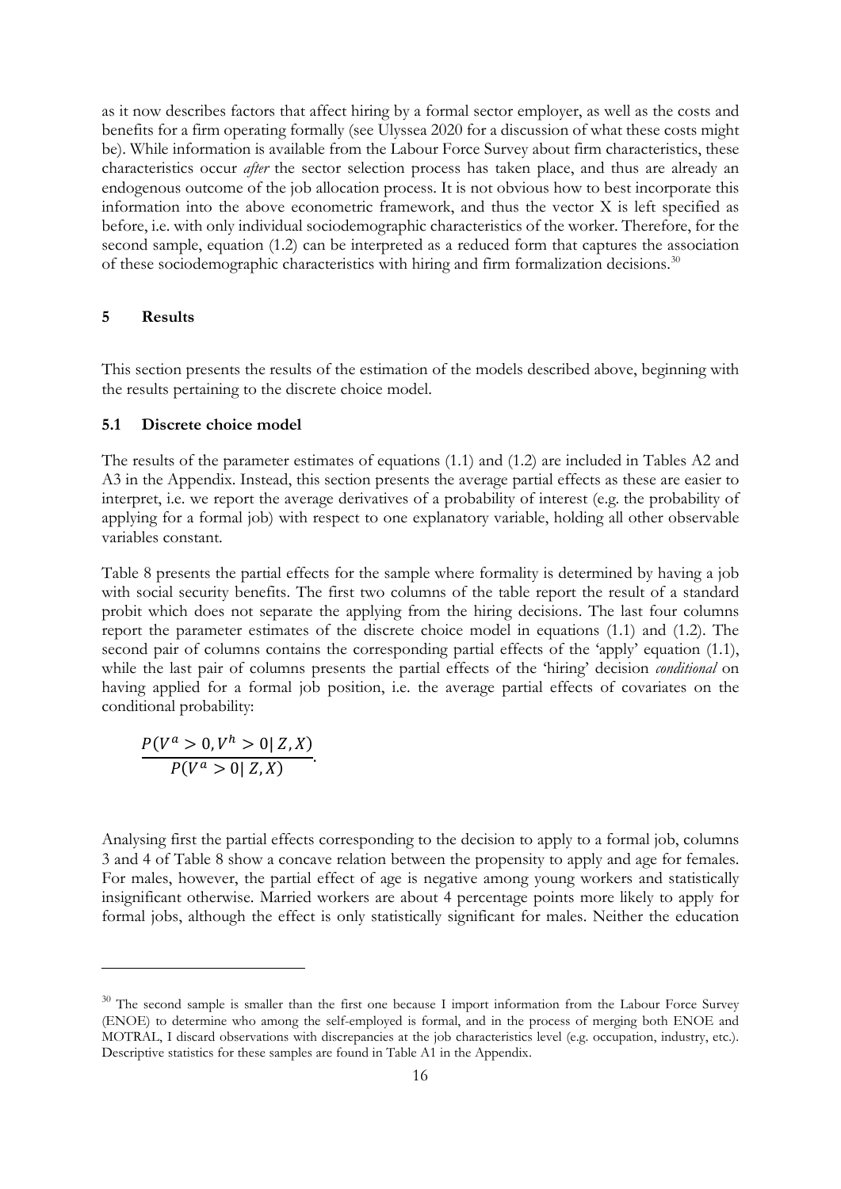as it now describes factors that affect hiring by a formal sector employer, as well as the costs and benefits for a firm operating formally (see Ulyssea 2020 for a discussion of what these costs might be). While information is available from the Labour Force Survey about firm characteristics, these characteristics occur *after* the sector selection process has taken place, and thus are already an endogenous outcome of the job allocation process. It is not obvious how to best incorporate this information into the above econometric framework, and thus the vector X is left specified as before, i.e. with only individual sociodemographic characteristics of the worker. Therefore, for the second sample, equation (1.2) can be interpreted as a reduced form that captures the association of these sociodemographic characteristics with hiring and firm formalization decisions.[30]

## 5 Results

This section presents the results of the estimation of the models described above, beginning with the results pertaining to the discrete choice model.

### 5.1 Discrete choice model

The results of the parameter estimates of equations (1.1) and (1.2) are included in Tables A2 and A3 in the Appendix. Instead, this section presents the average partial effects as these are easier to interpret, i.e. we report the average derivatives of a probability of interest (e.g. the probability of applying for a formal job) with respect to one explanatory variable, holding all other observable variables constant.

Table 8 presents the partial effects for the sample where formality is determined by having a job with social security benefits. The first two columns of the table report the result of a standard probit which does not separate the applying from the hiring decisions. The last four columns report the parameter estimates of the discrete choice model in equations (1.1) and (1.2). The second pair of columns contains the corresponding partial effects of the 'apply' equation (1.1), while the last pair of columns presents the partial effects of the 'hiring' decision *conditional* on having applied for a formal job position, i.e. the average partial effects of covariates on the conditional probability:

$$\frac{P(V^a > 0, V^h > 0 | Z, X)}{P(V^a > 0 | Z, X)}.$$

Analysing first the partial effects corresponding to the decision to apply to a formal job, columns 3 and 4 of Table 8 show a concave relation between the propensity to apply and age for females. For males, however, the partial effect of age is negative among young workers and statistically insignificant otherwise. Married workers are about 4 percentage points more likely to apply for formal jobs, although the effect is only statistically significant for males. Neither the education

[30] The second sample is smaller than the first one because I import information from the Labour Force Survey (ENOE) to determine who among the self-employed is formal, and in the process of merging both ENOE and MOTRAL, I discard observations with discrepancies at the job characteristics level (e.g. occupation, industry, etc.). Descriptive statistics for these samples are found in Table A1 in the Appendix.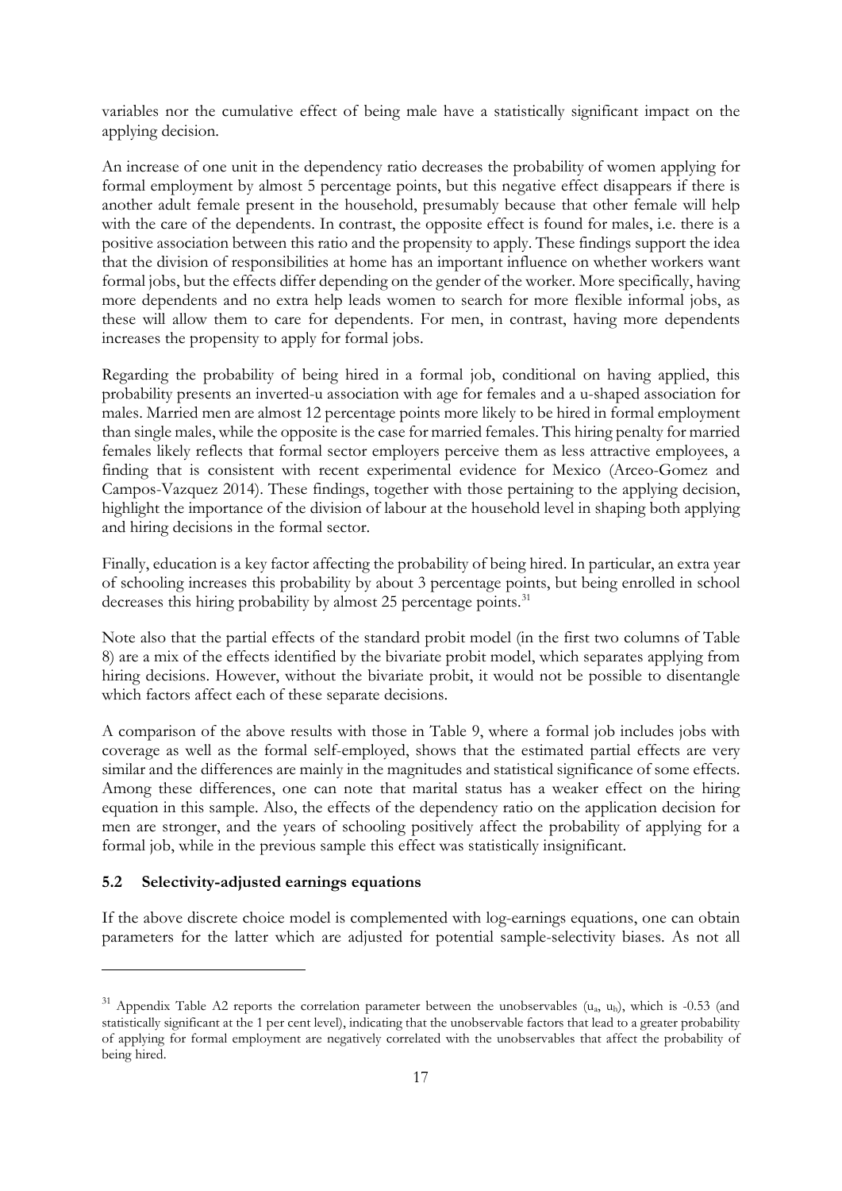variables nor the cumulative effect of being male have a statistically significant impact on the applying decision.

An increase of one unit in the dependency ratio decreases the probability of women applying for formal employment by almost 5 percentage points, but this negative effect disappears if there is another adult female present in the household, presumably because that other female will help with the care of the dependents. In contrast, the opposite effect is found for males, i.e. there is a positive association between this ratio and the propensity to apply. These findings support the idea that the division of responsibilities at home has an important influence on whether workers want formal jobs, but the effects differ depending on the gender of the worker. More specifically, having more dependents and no extra help leads women to search for more flexible informal jobs, as these will allow them to care for dependents. For men, in contrast, having more dependents increases the propensity to apply for formal jobs.

Regarding the probability of being hired in a formal job, conditional on having applied, this probability presents an inverted-u association with age for females and a u-shaped association for males. Married men are almost 12 percentage points more likely to be hired in formal employment than single males, while the opposite is the case for married females. This hiring penalty for married females likely reflects that formal sector employers perceive them as less attractive employees, a finding that is consistent with recent experimental evidence for Mexico (Arceo-Gomez and Campos-Vazquez 2014). These findings, together with those pertaining to the applying decision, highlight the importance of the division of labour at the household level in shaping both applying and hiring decisions in the formal sector.

Finally, education is a key factor affecting the probability of being hired. In particular, an extra year of schooling increases this probability by about 3 percentage points, but being enrolled in school decreases this hiring probability by almost 25 percentage points.[31]

Note also that the partial effects of the standard probit model (in the first two columns of Table 8) are a mix of the effects identified by the bivariate probit model, which separates applying from hiring decisions. However, without the bivariate probit, it would not be possible to disentangle which factors affect each of these separate decisions.

A comparison of the above results with those in Table 9, where a formal job includes jobs with coverage as well as the formal self-employed, shows that the estimated partial effects are very similar and the differences are mainly in the magnitudes and statistical significance of some effects. Among these differences, one can note that marital status has a weaker effect on the hiring equation in this sample. Also, the effects of the dependency ratio on the application decision for men are stronger, and the years of schooling positively affect the probability of applying for a formal job, while in the previous sample this effect was statistically insignificant.

### 5.2 Selectivity-adjusted earnings equations

If the above discrete choice model is complemented with log-earnings equations, one can obtain parameters for the latter which are adjusted for potential sample-selectivity biases. As not all

---

[31] Appendix Table A2 reports the correlation parameter between the unobservables ($u_a$, $u_h$), which is -0.53 (and statistically significant at the 1 per cent level), indicating that the unobservable factors that lead to a greater probability of applying for formal employment are negatively correlated with the unobservables that affect the probability of being hired.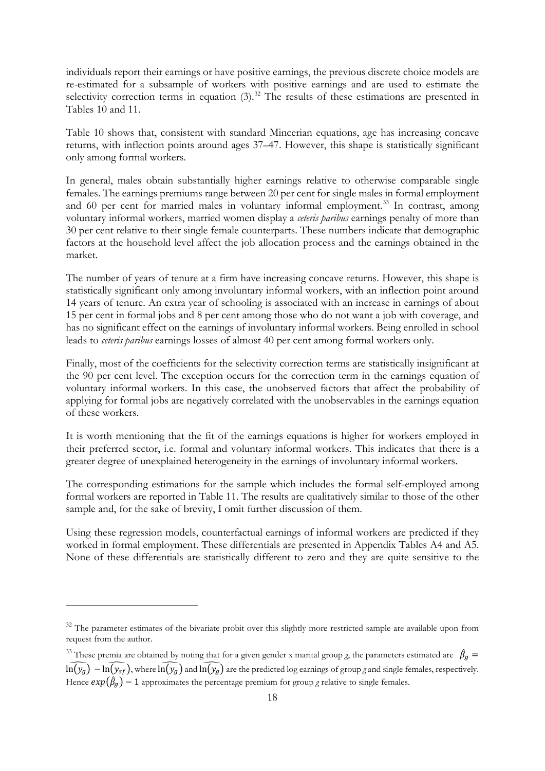individuals report their earnings or have positive earnings, the previous discrete choice models are re-estimated for a subsample of workers with positive earnings and are used to estimate the selectivity correction terms in equation (3).[32] The results of these estimations are presented in Tables 10 and 11.

Table 10 shows that, consistent with standard Mincerian equations, age has increasing concave returns, with inflection points around ages 37–47. However, this shape is statistically significant only among formal workers.

In general, males obtain substantially higher earnings relative to otherwise comparable single females. The earnings premiums range between 20 per cent for single males in formal employment and 60 per cent for married males in voluntary informal employment.[33] In contrast, among voluntary informal workers, married women display a *ceteris paribus* earnings penalty of more than 30 per cent relative to their single female counterparts. These numbers indicate that demographic factors at the household level affect the job allocation process and the earnings obtained in the market.

The number of years of tenure at a firm have increasing concave returns. However, this shape is statistically significant only among involuntary informal workers, with an inflection point around 14 years of tenure. An extra year of schooling is associated with an increase in earnings of about 15 per cent in formal jobs and 8 per cent among those who do not want a job with coverage, and has no significant effect on the earnings of involuntary informal workers. Being enrolled in school leads to *ceteris paribus* earnings losses of almost 40 per cent among formal workers only.

Finally, most of the coefficients for the selectivity correction terms are statistically insignificant at the 90 per cent level. The exception occurs for the correction term in the earnings equation of voluntary informal workers. In this case, the unobserved factors that affect the probability of applying for formal jobs are negatively correlated with the unobservables in the earnings equation of these workers.

It is worth mentioning that the fit of the earnings equations is higher for workers employed in their preferred sector, i.e. formal and voluntary informal workers. This indicates that there is a greater degree of unexplained heterogeneity in the earnings of involuntary informal workers.

The corresponding estimations for the sample which includes the formal self-employed among formal workers are reported in Table 11. The results are qualitatively similar to those of the other sample and, for the sake of brevity, I omit further discussion of them.

Using these regression models, counterfactual earnings of informal workers are predicted if they worked in formal employment. These differentials are presented in Appendix Tables A4 and A5. None of these differentials are statistically different to zero and they are quite sensitive to the

---

[32] The parameter estimates of the bivariate probit over this slightly more restricted sample are available upon from request from the author.

[33] These premia are obtained by noting that for a given gender x marital group *g*, the parameters estimated are $\hat{\beta}_g = \widehat{\ln(y_g)} - \widehat{\ln(y_{sf})}$, where $\widehat{\ln(y_g)}$ and $\widehat{\ln(y_g)}$ are the predicted log earnings of group *g* and single females, respectively. Hence $exp(\hat{\beta}_g) - 1$ approximates the percentage premium for group *g* relative to single females.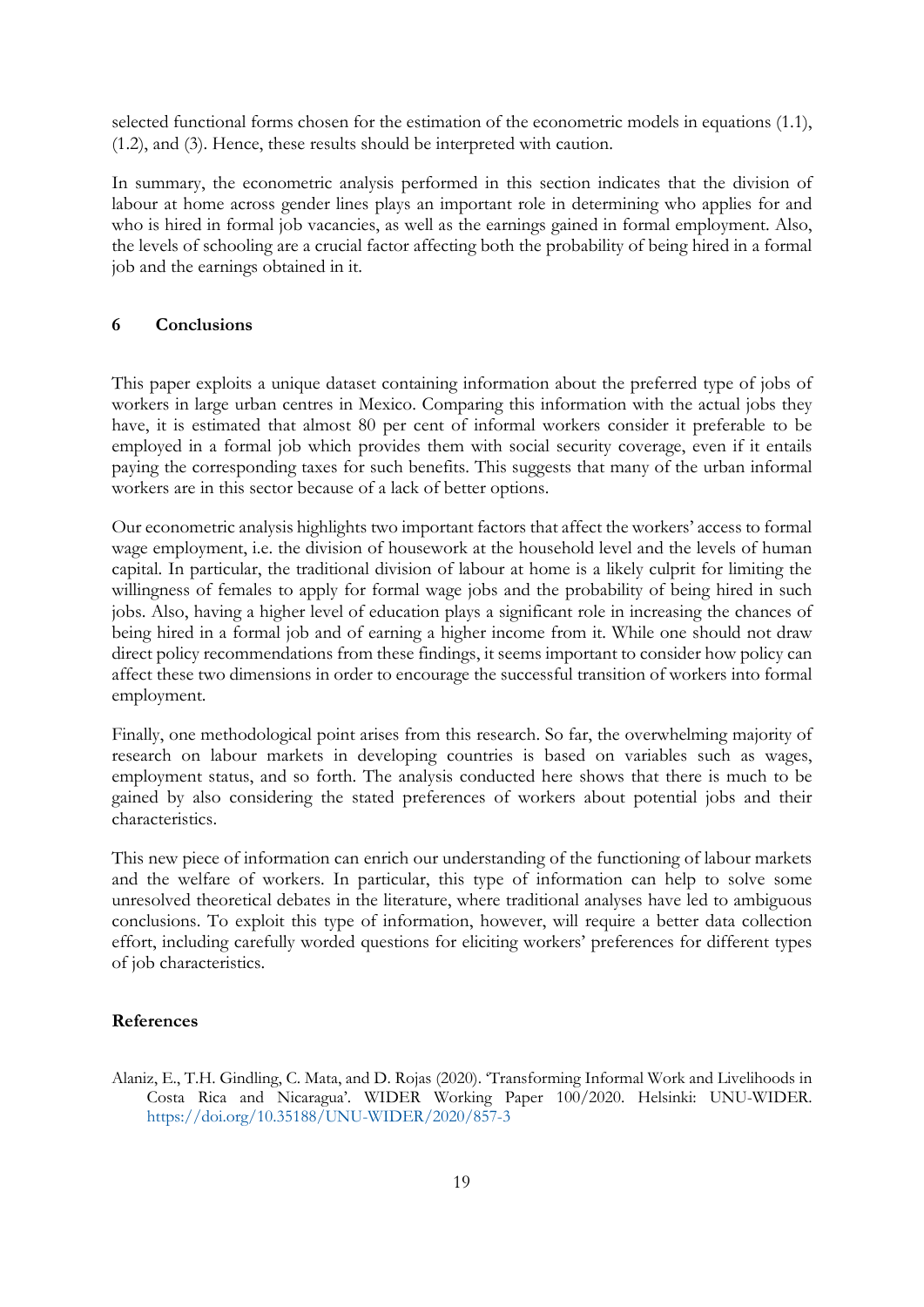selected functional forms chosen for the estimation of the econometric models in equations (1.1), (1.2), and (3). Hence, these results should be interpreted with caution.

In summary, the econometric analysis performed in this section indicates that the division of labour at home across gender lines plays an important role in determining who applies for and who is hired in formal job vacancies, as well as the earnings gained in formal employment. Also, the levels of schooling are a crucial factor affecting both the probability of being hired in a formal job and the earnings obtained in it.

## 6 Conclusions

This paper exploits a unique dataset containing information about the preferred type of jobs of workers in large urban centres in Mexico. Comparing this information with the actual jobs they have, it is estimated that almost 80 per cent of informal workers consider it preferable to be employed in a formal job which provides them with social security coverage, even if it entails paying the corresponding taxes for such benefits. This suggests that many of the urban informal workers are in this sector because of a lack of better options.

Our econometric analysis highlights two important factors that affect the workers' access to formal wage employment, i.e. the division of housework at the household level and the levels of human capital. In particular, the traditional division of labour at home is a likely culprit for limiting the willingness of females to apply for formal wage jobs and the probability of being hired in such jobs. Also, having a higher level of education plays a significant role in increasing the chances of being hired in a formal job and of earning a higher income from it. While one should not draw direct policy recommendations from these findings, it seems important to consider how policy can affect these two dimensions in order to encourage the successful transition of workers into formal employment.

Finally, one methodological point arises from this research. So far, the overwhelming majority of research on labour markets in developing countries is based on variables such as wages, employment status, and so forth. The analysis conducted here shows that there is much to be gained by also considering the stated preferences of workers about potential jobs and their characteristics.

This new piece of information can enrich our understanding of the functioning of labour markets and the welfare of workers. In particular, this type of information can help to solve some unresolved theoretical debates in the literature, where traditional analyses have led to ambiguous conclusions. To exploit this type of information, however, will require a better data collection effort, including carefully worded questions for eliciting workers' preferences for different types of job characteristics.

## References

Alaniz, E., T.H. Gindling, C. Mata, and D. Rojas (2020). 'Transforming Informal Work and Livelihoods in Costa Rica and Nicaragua'. WIDER Working Paper 100/2020. Helsinki: UNU-WIDER. https://doi.org/10.35188/UNU-WIDER/2020/857-3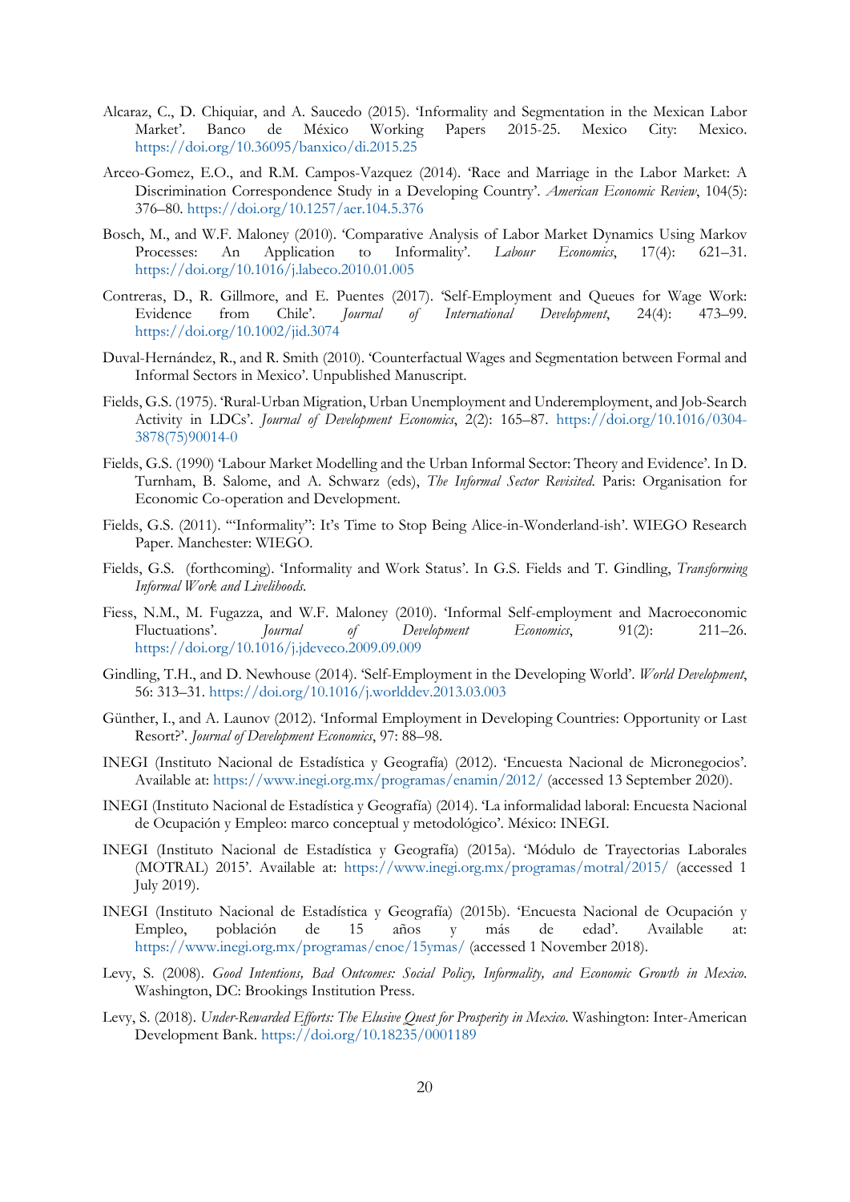Alcaraz, C., D. Chiquiar, and A. Saucedo (2015). 'Informality and Segmentation in the Mexican Labor Market'. Banco de México Working Papers 2015-25. Mexico City: Mexico. https://doi.org/10.36095/banxico/di.2015.25

Arceo-Gomez, E.O., and R.M. Campos-Vazquez (2014). 'Race and Marriage in the Labor Market: A Discrimination Correspondence Study in a Developing Country'. *American Economic Review*, 104(5): 376–80. https://doi.org/10.1257/aer.104.5.376

Bosch, M., and W.F. Maloney (2010). 'Comparative Analysis of Labor Market Dynamics Using Markov Processes: An Application to Informality'. *Labour Economics*, 17(4): 621–31. https://doi.org/10.1016/j.labeco.2010.01.005

Contreras, D., R. Gillmore, and E. Puentes (2017). 'Self-Employment and Queues for Wage Work: Evidence from Chile'. *Journal of International Development*, 24(4): 473–99. https://doi.org/10.1002/jid.3074

Duval-Hernández, R., and R. Smith (2010). 'Counterfactual Wages and Segmentation between Formal and Informal Sectors in Mexico'. Unpublished Manuscript.

Fields, G.S. (1975). 'Rural-Urban Migration, Urban Unemployment and Underemployment, and Job-Search Activity in LDCs'. *Journal of Development Economics*, 2(2): 165–87. https://doi.org/10.1016/0304-3878(75)90014-0

Fields, G.S. (1990) 'Labour Market Modelling and the Urban Informal Sector: Theory and Evidence'. In D. Turnham, B. Salome, and A. Schwarz (eds), *The Informal Sector Revisited*. Paris: Organisation for Economic Co-operation and Development.

Fields, G.S. (2011). '"Informality": It's Time to Stop Being Alice-in-Wonderland-ish'. WIEGO Research Paper. Manchester: WIEGO.

Fields, G.S. (forthcoming). 'Informality and Work Status'. In G.S. Fields and T. Gindling, *Transforming Informal Work and Livelihoods*.

Fiess, N.M., M. Fugazza, and W.F. Maloney (2010). 'Informal Self-employment and Macroeconomic Fluctuations'. *Journal of Development Economics*, 91(2): 211–26. https://doi.org/10.1016/j.jdeveco.2009.09.009

Gindling, T.H., and D. Newhouse (2014). 'Self-Employment in the Developing World'. *World Development*, 56: 313–31. https://doi.org/10.1016/j.worlddev.2013.03.003

Günther, I., and A. Launov (2012). 'Informal Employment in Developing Countries: Opportunity or Last Resort?'. *Journal of Development Economics*, 97: 88–98.

INEGI (Instituto Nacional de Estadística y Geografía) (2012). 'Encuesta Nacional de Micronegocios'. Available at: https://www.inegi.org.mx/programas/enamin/2012/ (accessed 13 September 2020).

INEGI (Instituto Nacional de Estadística y Geografía) (2014). 'La informalidad laboral: Encuesta Nacional de Ocupación y Empleo: marco conceptual y metodológico'. México: INEGI.

INEGI (Instituto Nacional de Estadística y Geografía) (2015a). 'Módulo de Trayectorias Laborales (MOTRAL) 2015'. Available at: https://www.inegi.org.mx/programas/motral/2015/ (accessed 1 July 2019).

INEGI (Instituto Nacional de Estadística y Geografía) (2015b). 'Encuesta Nacional de Ocupación y Empleo, población de 15 años y más de edad'. Available at: https://www.inegi.org.mx/programas/enoe/15ymas/ (accessed 1 November 2018).

Levy, S. (2008). *Good Intentions, Bad Outcomes: Social Policy, Informality, and Economic Growth in Mexico*. Washington, DC: Brookings Institution Press.

Levy, S. (2018). *Under-Rewarded Efforts: The Elusive Quest for Prosperity in Mexico*. Washington: Inter-American Development Bank. https://doi.org/10.18235/0001189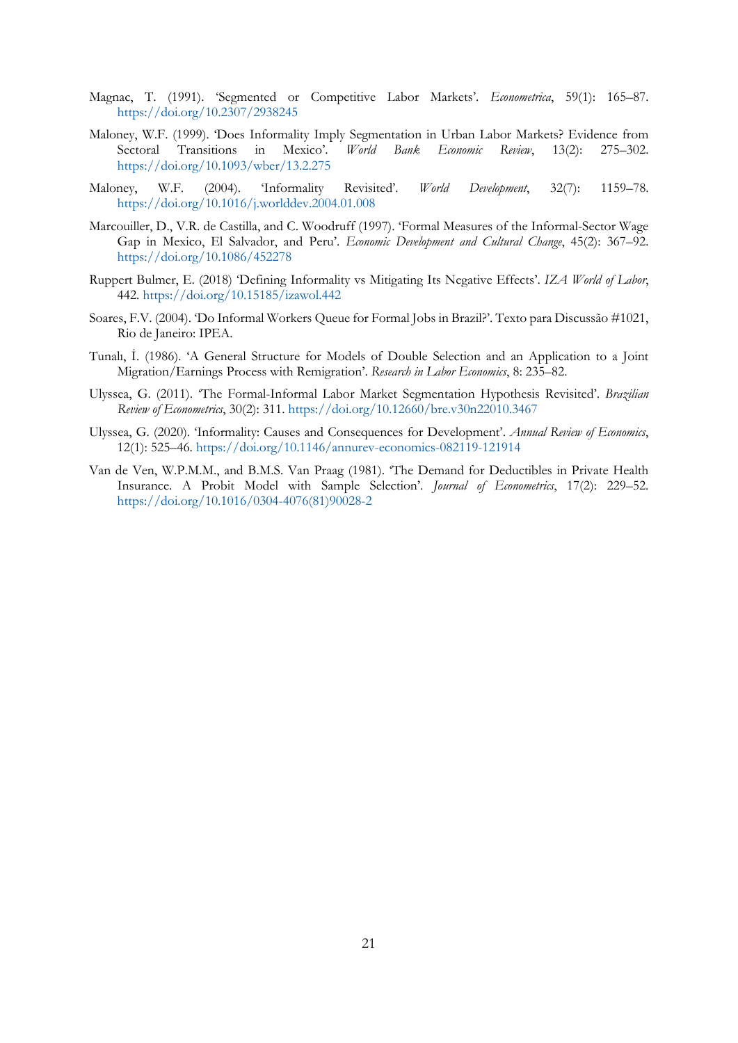Magnac, T. (1991). 'Segmented or Competitive Labor Markets'. *Econometrica*, 59(1): 165–87. https://doi.org/10.2307/2938245

Maloney, W.F. (1999). 'Does Informality Imply Segmentation in Urban Labor Markets? Evidence from Sectoral Transitions in Mexico'. *World Bank Economic Review*, 13(2): 275–302. https://doi.org/10.1093/wber/13.2.275

Maloney, W.F. (2004). 'Informality Revisited'. *World Development*, 32(7): 1159–78. https://doi.org/10.1016/j.worlddev.2004.01.008

Marcouiller, D., V.R. de Castilla, and C. Woodruff (1997). 'Formal Measures of the Informal-Sector Wage Gap in Mexico, El Salvador, and Peru'. *Economic Development and Cultural Change*, 45(2): 367–92. https://doi.org/10.1086/452278

Ruppert Bulmer, E. (2018) 'Defining Informality vs Mitigating Its Negative Effects'. *IZA World of Labor*, 442. https://doi.org/10.15185/izawol.442

Soares, F.V. (2004). 'Do Informal Workers Queue for Formal Jobs in Brazil?'. Texto para Discussão #1021, Rio de Janeiro: IPEA.

Tunalı, İ. (1986). 'A General Structure for Models of Double Selection and an Application to a Joint Migration/Earnings Process with Remigration'. *Research in Labor Economics*, 8: 235–82.

Ulyssea, G. (2011). 'The Formal-Informal Labor Market Segmentation Hypothesis Revisited'. *Brazilian Review of Econometrics*, 30(2): 311. https://doi.org/10.12660/bre.v30n22010.3467

Ulyssea, G. (2020). 'Informality: Causes and Consequences for Development'. *Annual Review of Economics*, 12(1): 525–46. https://doi.org/10.1146/annurev-economics-082119-121914

Van de Ven, W.P.M.M., and B.M.S. Van Praag (1981). 'The Demand for Deductibles in Private Health Insurance. A Probit Model with Sample Selection'. *Journal of Econometrics*, 17(2): 229–52. https://doi.org/10.1016/0304-4076(81)90028-2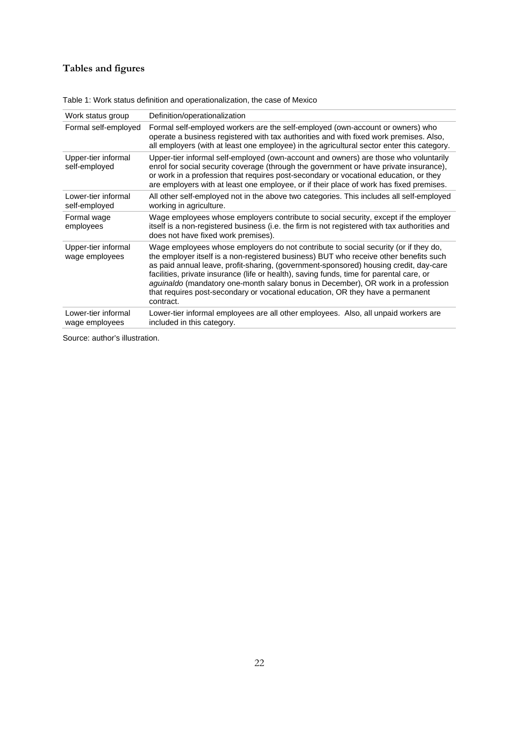# Tables and figures

Table 1: Work status definition and operationalization, the case of Mexico

| Work status group | Definition/operationalization |
| --- | --- |
| Formal self-employed | Formal self-employed workers are the self-employed (own-account or owners) who operate a business registered with tax authorities and with fixed work premises. Also, all employers (with at least one employee) in the agricultural sector enter this category. |
| Upper-tier informal self-employed | Upper-tier informal self-employed (own-account and owners) are those who voluntarily enrol for social security coverage (through the government or have private insurance), or work in a profession that requires post-secondary or vocational education, or they are employers with at least one employee, or if their place of work has fixed premises. |
| Lower-tier informal self-employed | All other self-employed not in the above two categories. This includes all self-employed working in agriculture. |
| Formal wage employees | Wage employees whose employers contribute to social security, except if the employer itself is a non-registered business (i.e. the firm is not registered with tax authorities and does not have fixed work premises). |
| Upper-tier informal wage employees | Wage employees whose employers do not contribute to social security (or if they do, the employer itself is a non-registered business) BUT who receive other benefits such as paid annual leave, profit-sharing, (government-sponsored) housing credit, day-care facilities, private insurance (life or health), saving funds, time for parental care, or *aguinaldo* (mandatory one-month salary bonus in December), OR work in a profession that requires post-secondary or vocational education, OR they have a permanent contract. |
| Lower-tier informal wage employees | Lower-tier informal employees are all other employees. Also, all unpaid workers are included in this category. |

Source: author's illustration.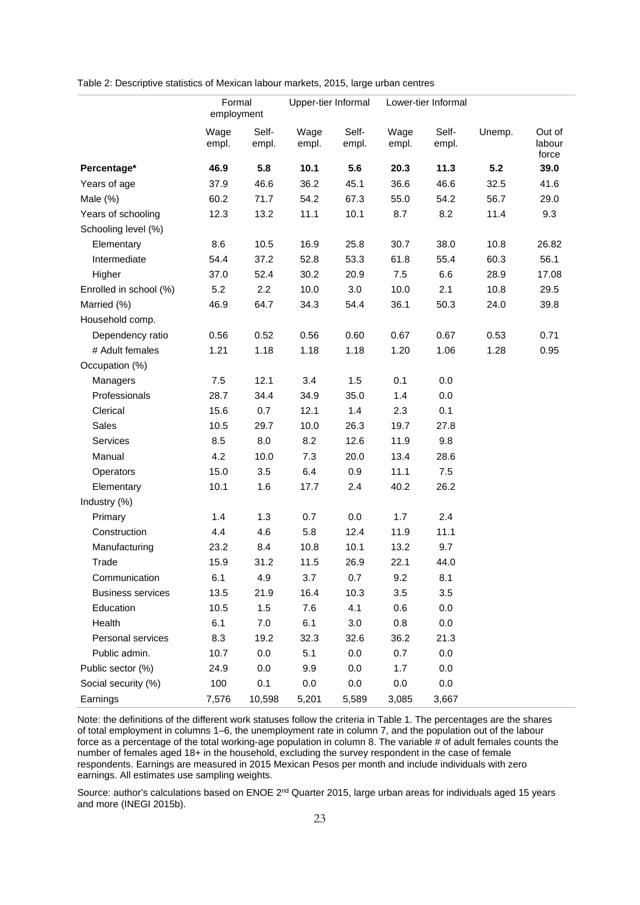Table 2: Descriptive statistics of Mexican labour markets, 2015, large urban centres

| | Formal employment | | Upper-tier Informal | | Lower-tier Informal | | | |
|---|---|---|---|---|---|---|---|---|
| | Wage empl. | Self-empl. | Wage empl. | Self-empl. | Wage empl. | Self-empl. | Unemp. | Out of labour force |
| **Percentage*** | **46.9** | **5.8** | **10.1** | **5.6** | **20.3** | **11.3** | **5.2** | **39.0** |
| Years of age | 37.9 | 46.6 | 36.2 | 45.1 | 36.6 | 46.6 | 32.5 | 41.6 |
| Male (%) | 60.2 | 71.7 | 54.2 | 67.3 | 55.0 | 54.2 | 56.7 | 29.0 |
| Years of schooling | 12.3 | 13.2 | 11.1 | 10.1 | 8.7 | 8.2 | 11.4 | 9.3 |
| Schooling level (%) | | | | | | | | |
| Elementary | 8.6 | 10.5 | 16.9 | 25.8 | 30.7 | 38.0 | 10.8 | 26.82 |
| Intermediate | 54.4 | 37.2 | 52.8 | 53.3 | 61.8 | 55.4 | 60.3 | 56.1 |
| Higher | 37.0 | 52.4 | 30.2 | 20.9 | 7.5 | 6.6 | 28.9 | 17.08 |
| Enrolled in school (%) | 5.2 | 2.2 | 10.0 | 3.0 | 10.0 | 2.1 | 10.8 | 29.5 |
| Married (%) | 46.9 | 64.7 | 34.3 | 54.4 | 36.1 | 50.3 | 24.0 | 39.8 |
| Household comp. | | | | | | | | |
| Dependency ratio | 0.56 | 0.52 | 0.56 | 0.60 | 0.67 | 0.67 | 0.53 | 0.71 |
| # Adult females | 1.21 | 1.18 | 1.18 | 1.18 | 1.20 | 1.06 | 1.28 | 0.95 |
| Occupation (%) | | | | | | | | |
| Managers | 7.5 | 12.1 | 3.4 | 1.5 | 0.1 | 0.0 | | |
| Professionals | 28.7 | 34.4 | 34.9 | 35.0 | 1.4 | 0.0 | | |
| Clerical | 15.6 | 0.7 | 12.1 | 1.4 | 2.3 | 0.1 | | |
| Sales | 10.5 | 29.7 | 10.0 | 26.3 | 19.7 | 27.8 | | |
| Services | 8.5 | 8.0 | 8.2 | 12.6 | 11.9 | 9.8 | | |
| Manual | 4.2 | 10.0 | 7.3 | 20.0 | 13.4 | 28.6 | | |
| Operators | 15.0 | 3.5 | 6.4 | 0.9 | 11.1 | 7.5 | | |
| Elementary | 10.1 | 1.6 | 17.7 | 2.4 | 40.2 | 26.2 | | |
| Industry (%) | | | | | | | | |
| Primary | 1.4 | 1.3 | 0.7 | 0.0 | 1.7 | 2.4 | | |
| Construction | 4.4 | 4.6 | 5.8 | 12.4 | 11.9 | 11.1 | | |
| Manufacturing | 23.2 | 8.4 | 10.8 | 10.1 | 13.2 | 9.7 | | |
| Trade | 15.9 | 31.2 | 11.5 | 26.9 | 22.1 | 44.0 | | |
| Communication | 6.1 | 4.9 | 3.7 | 0.7 | 9.2 | 8.1 | | |
| Business services | 13.5 | 21.9 | 16.4 | 10.3 | 3.5 | 3.5 | | |
| Education | 10.5 | 1.5 | 7.6 | 4.1 | 0.6 | 0.0 | | |
| Health | 6.1 | 7.0 | 6.1 | 3.0 | 0.8 | 0.0 | | |
| Personal services | 8.3 | 19.2 | 32.3 | 32.6 | 36.2 | 21.3 | | |
| Public admin. | 10.7 | 0.0 | 5.1 | 0.0 | 0.7 | 0.0 | | |
| Public sector (%) | 24.9 | 0.0 | 9.9 | 0.0 | 1.7 | 0.0 | | |
| Social security (%) | 100 | 0.1 | 0.0 | 0.0 | 0.0 | 0.0 | | |
| Earnings | 7,576 | 10,598 | 5,201 | 5,589 | 3,085 | 3,667 | | |

Note: the definitions of the different work statuses follow the criteria in Table 1. The percentages are the shares of total employment in columns 1–6, the unemployment rate in column 7, and the population out of the labour force as a percentage of the total working-age population in column 8. The variable # of adult females counts the number of females aged 18+ in the household, excluding the survey respondent in the case of female respondents. Earnings are measured in 2015 Mexican Pesos per month and include individuals with zero earnings. All estimates use sampling weights.

Source: author's calculations based on ENOE 2nd Quarter 2015, large urban areas for individuals aged 15 years and more (INEGI 2015b).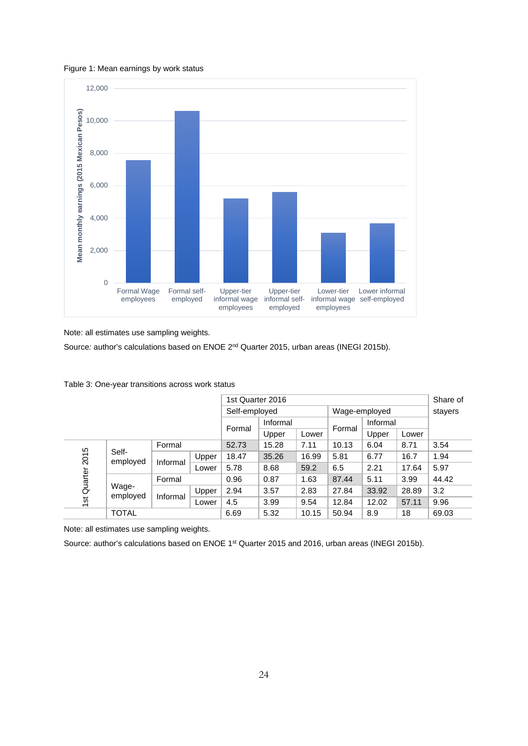Figure 1: Mean earnings by work status

Note: all estimates use sampling weights.

Source: author's calculations based on ENOE 2nd Quarter 2015, urban areas (INEGI 2015b).

Table 3: One-year transitions across work status

| | | | | 1st Quarter 2016 | | | | | | Share of stayers |
|---|---|---|---|---|---|---|---|---|---|---|
| | | | | Self-employed | | | Wage-employed | | | |
| | | | | Formal | Informal | | Formal | Informal | | |
| | | | | | Upper | Lower | | Upper | Lower | |
| 1st Quarter 2015 | Self-employed | Formal | | 52.73 | 15.28 | 7.11 | 10.13 | 6.04 | 8.71 | 3.54 |
| | | Informal | Upper | 18.47 | 35.26 | 16.99 | 5.81 | 6.77 | 16.7 | 1.94 |
| | | | Lower | 5.78 | 8.68 | 59.2 | 6.5 | 2.21 | 17.64 | 5.97 |
| | Wage-employed | Formal | | 0.96 | 0.87 | 1.63 | 87.44 | 5.11 | 3.99 | 44.42 |
| | | Informal | Upper | 2.94 | 3.57 | 2.83 | 27.84 | 33.92 | 28.89 | 3.2 |
| | | | Lower | 4.5 | 3.99 | 9.54 | 12.84 | 12.02 | 57.11 | 9.96 |
| | TOTAL | | | 6.69 | 5.32 | 10.15 | 50.94 | 8.9 | 18 | 69.03 |

Note: all estimates use sampling weights.

Source: author's calculations based on ENOE 1st Quarter 2015 and 2016, urban areas (INEGI 2015b).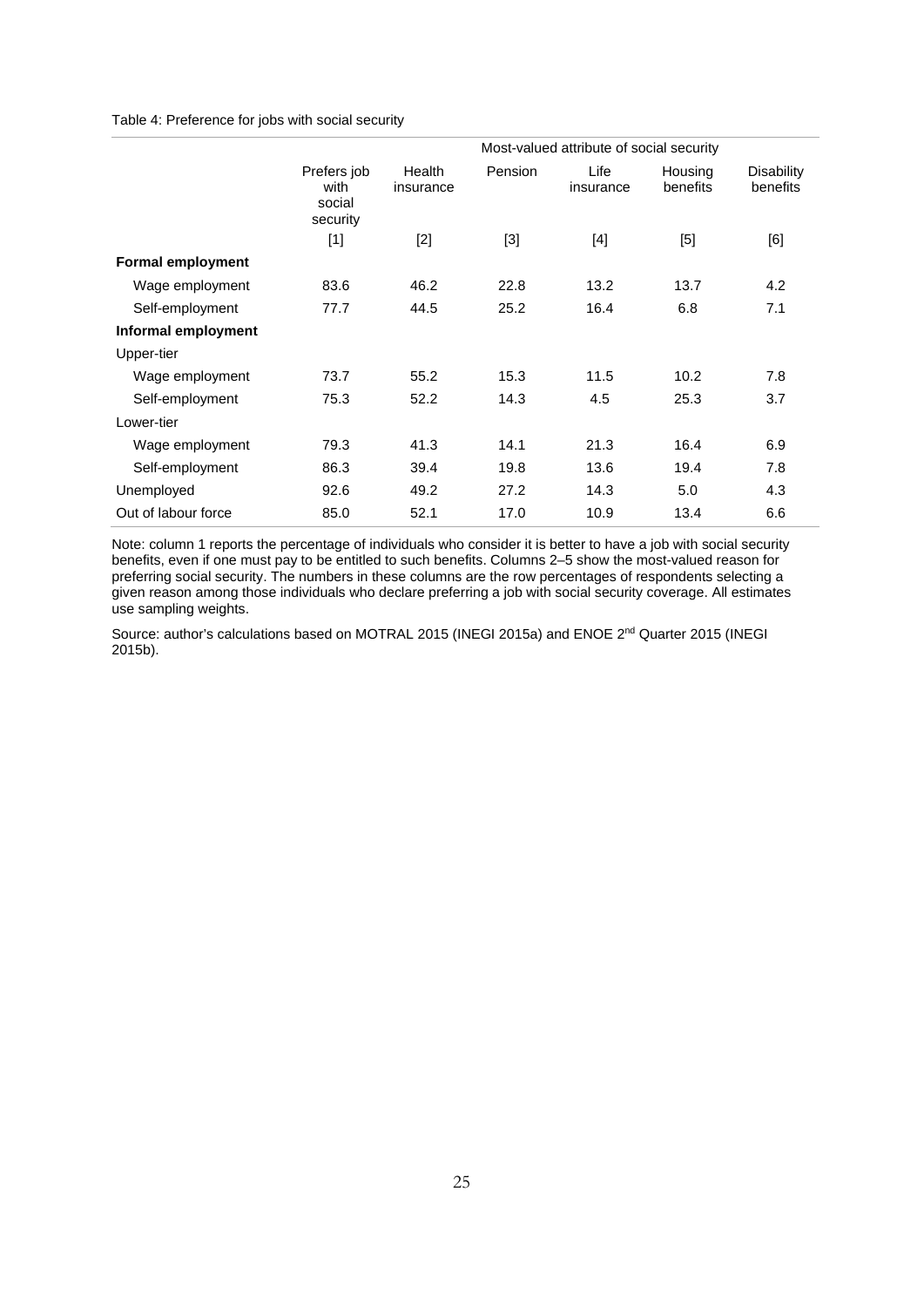Table 4: Preference for jobs with social security

| | | Most-valued attribute of social security | | | | |
|---|---|---|---|---|---|---|
| | Prefers job with social security | Health insurance | Pension | Life insurance | Housing benefits | Disability benefits |
| | [1] | [2] | [3] | [4] | [5] | [6] |
| **Formal employment** | | | | | | |
| Wage employment | 83.6 | 46.2 | 22.8 | 13.2 | 13.7 | 4.2 |
| Self-employment | 77.7 | 44.5 | 25.2 | 16.4 | 6.8 | 7.1 |
| **Informal employment** | | | | | | |
| Upper-tier | | | | | | |
| Wage employment | 73.7 | 55.2 | 15.3 | 11.5 | 10.2 | 7.8 |
| Self-employment | 75.3 | 52.2 | 14.3 | 4.5 | 25.3 | 3.7 |
| Lower-tier | | | | | | |
| Wage employment | 79.3 | 41.3 | 14.1 | 21.3 | 16.4 | 6.9 |
| Self-employment | 86.3 | 39.4 | 19.8 | 13.6 | 19.4 | 7.8 |
| Unemployed | 92.6 | 49.2 | 27.2 | 14.3 | 5.0 | 4.3 |
| Out of labour force | 85.0 | 52.1 | 17.0 | 10.9 | 13.4 | 6.6 |

Note: column 1 reports the percentage of individuals who consider it is better to have a job with social security benefits, even if one must pay to be entitled to such benefits. Columns 2–5 show the most-valued reason for preferring social security. The numbers in these columns are the row percentages of respondents selecting a given reason among those individuals who declare preferring a job with social security coverage. All estimates use sampling weights.

Source: author's calculations based on MOTRAL 2015 (INEGI 2015a) and ENOE 2nd Quarter 2015 (INEGI 2015b).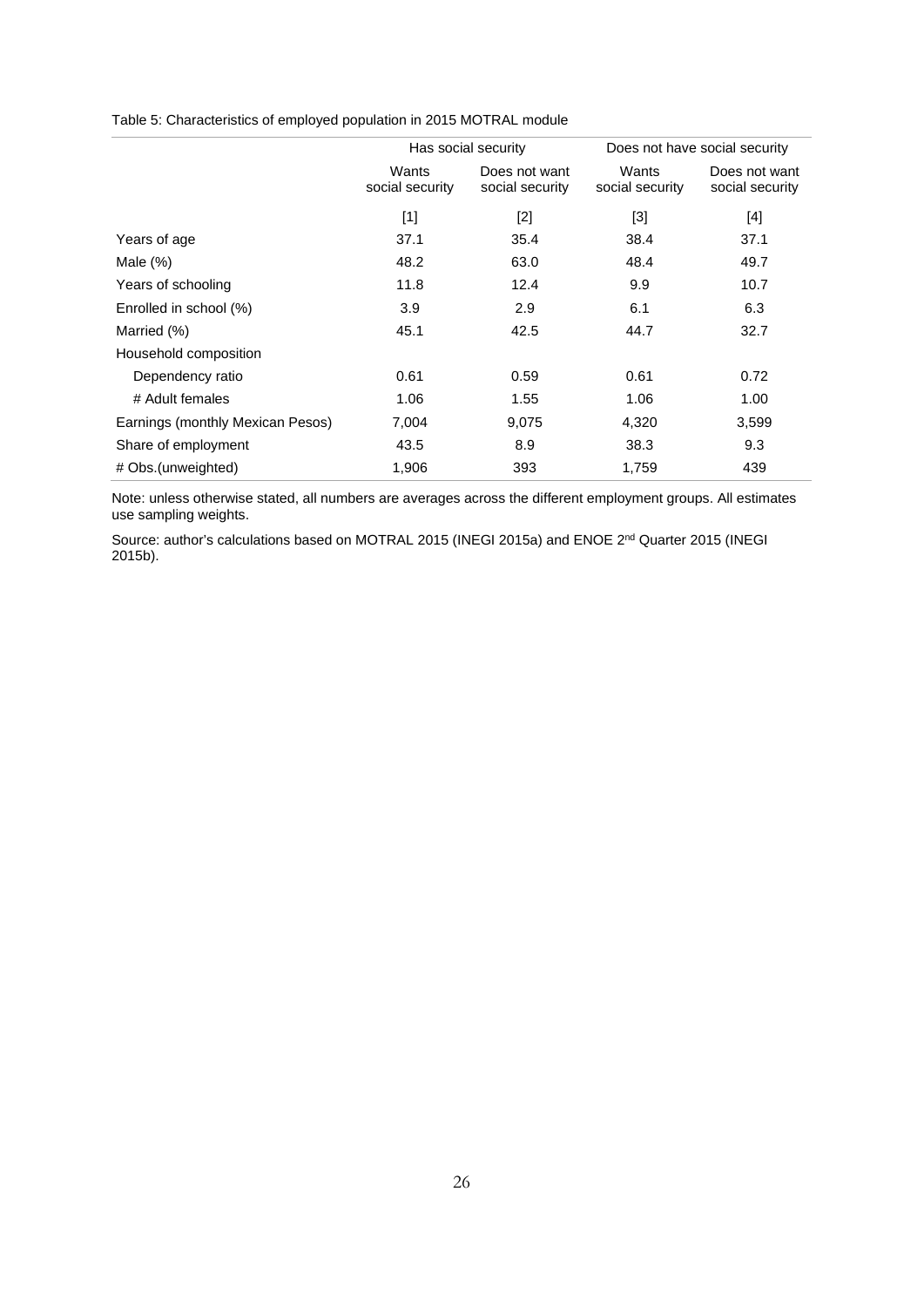Table 5: Characteristics of employed population in 2015 MOTRAL module

| | Has social security | | Does not have social security | |
|---|---|---|---|---|
| | Wants social security | Does not want social security | Wants social security | Does not want social security |
| | [1] | [2] | [3] | [4] |
| Years of age | 37.1 | 35.4 | 38.4 | 37.1 |
| Male (%) | 48.2 | 63.0 | 48.4 | 49.7 |
| Years of schooling | 11.8 | 12.4 | 9.9 | 10.7 |
| Enrolled in school (%) | 3.9 | 2.9 | 6.1 | 6.3 |
| Married (%) | 45.1 | 42.5 | 44.7 | 32.7 |
| Household composition | | | | |
| Dependency ratio | 0.61 | 0.59 | 0.61 | 0.72 |
| # Adult females | 1.06 | 1.55 | 1.06 | 1.00 |
| Earnings (monthly Mexican Pesos) | 7,004 | 9,075 | 4,320 | 3,599 |
| Share of employment | 43.5 | 8.9 | 38.3 | 9.3 |
| # Obs.(unweighted) | 1,906 | 393 | 1,759 | 439 |

Note: unless otherwise stated, all numbers are averages across the different employment groups. All estimates use sampling weights.

Source: author's calculations based on MOTRAL 2015 (INEGI 2015a) and ENOE 2nd Quarter 2015 (INEGI 2015b).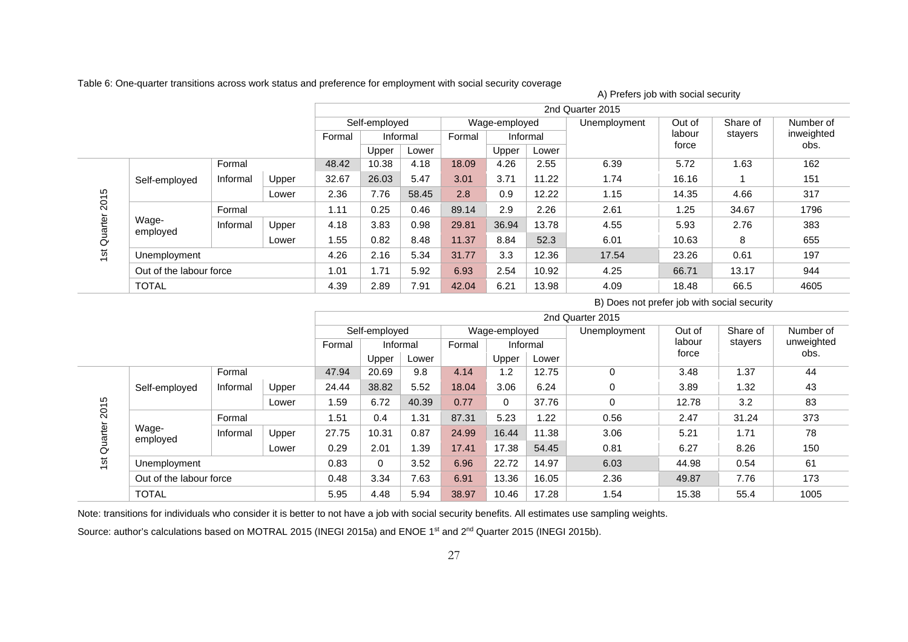Table 6: One-quarter transitions across work status and preference for employment with social security coverage

A) Prefers job with social security

| | | | | 2nd Quarter 2015 | | | | | | | | | |
|---|---|---|---|---|---|---|---|---|---|---|---|---|---|
| | | | | Self-employed | | | Wage-employed | | | Unemployment | Out of labour force | Share of stayers | Number of inweighted obs. |
| | | | | Formal | Informal | | Formal | Informal | | | | | |
| | | | | | Upper | Lower | | Upper | Lower | | | | |
| 1st Quarter 2015 | Self-employed | Formal | | 48.42 | 10.38 | 4.18 | 18.09 | 4.26 | 2.55 | 6.39 | 5.72 | 1.63 | 162 |
| | | Informal | Upper | 32.67 | 26.03 | 5.47 | 3.01 | 3.71 | 11.22 | 1.74 | 16.16 | 1 | 151 |
| | | | Lower | 2.36 | 7.76 | 58.45 | 2.8 | 0.9 | 12.22 | 1.15 | 14.35 | 4.66 | 317 |
| | Wage-employed | Formal | | 1.11 | 0.25 | 0.46 | 89.14 | 2.9 | 2.26 | 2.61 | 1.25 | 34.67 | 1796 |
| | | Informal | Upper | 4.18 | 3.83 | 0.98 | 29.81 | 36.94 | 13.78 | 4.55 | 5.93 | 2.76 | 383 |
| | | | Lower | 1.55 | 0.82 | 8.48 | 11.37 | 8.84 | 52.3 | 6.01 | 10.63 | 8 | 655 |
| | Unemployment | | | 4.26 | 2.16 | 5.34 | 31.77 | 3.3 | 12.36 | 17.54 | 23.26 | 0.61 | 197 |
| | Out of the labour force | | | 1.01 | 1.71 | 5.92 | 6.93 | 2.54 | 10.92 | 4.25 | 66.71 | 13.17 | 944 |
| | TOTAL | | | 4.39 | 2.89 | 7.91 | 42.04 | 6.21 | 13.98 | 4.09 | 18.48 | 66.5 | 4605 |

B) Does not prefer job with social security

| | | | | 2nd Quarter 2015 | | | | | | | | | |
|---|---|---|---|---|---|---|---|---|---|---|---|---|---|
| | | | | Self-employed | | | Wage-employed | | | Unemployment | Out of labour force | Share of stayers | Number of unweighted obs. |
| | | | | Formal | Informal | | Formal | Informal | | | | | |
| | | | | | Upper | Lower | | Upper | Lower | | | | |
| 1st Quarter 2015 | Self-employed | Formal | | 47.94 | 20.69 | 9.8 | 4.14 | 1.2 | 12.75 | 0 | 3.48 | 1.37 | 44 |
| | | Informal | Upper | 24.44 | 38.82 | 5.52 | 18.04 | 3.06 | 6.24 | 0 | 3.89 | 1.32 | 43 |
| | | | Lower | 1.59 | 6.72 | 40.39 | 0.77 | 0 | 37.76 | 0 | 12.78 | 3.2 | 83 |
| | Wage-employed | Formal | | 1.51 | 0.4 | 1.31 | 87.31 | 5.23 | 1.22 | 0.56 | 2.47 | 31.24 | 373 |
| | | Informal | Upper | 27.75 | 10.31 | 0.87 | 24.99 | 16.44 | 11.38 | 3.06 | 5.21 | 1.71 | 78 |
| | | | Lower | 0.29 | 2.01 | 1.39 | 17.41 | 17.38 | 54.45 | 0.81 | 6.27 | 8.26 | 150 |
| | Unemployment | | | 0.83 | 0 | 3.52 | 6.96 | 22.72 | 14.97 | 6.03 | 44.98 | 0.54 | 61 |
| | Out of the labour force | | | 0.48 | 3.34 | 7.63 | 6.91 | 13.36 | 16.05 | 2.36 | 49.87 | 7.76 | 173 |
| | TOTAL | | | 5.95 | 4.48 | 5.94 | 38.97 | 10.46 | 17.28 | 1.54 | 15.38 | 55.4 | 1005 |

Note: transitions for individuals who consider it is better to not have a job with social security benefits. All estimates use sampling weights.

Source: author's calculations based on MOTRAL 2015 (INEGI 2015a) and ENOE 1st and 2nd Quarter 2015 (INEGI 2015b).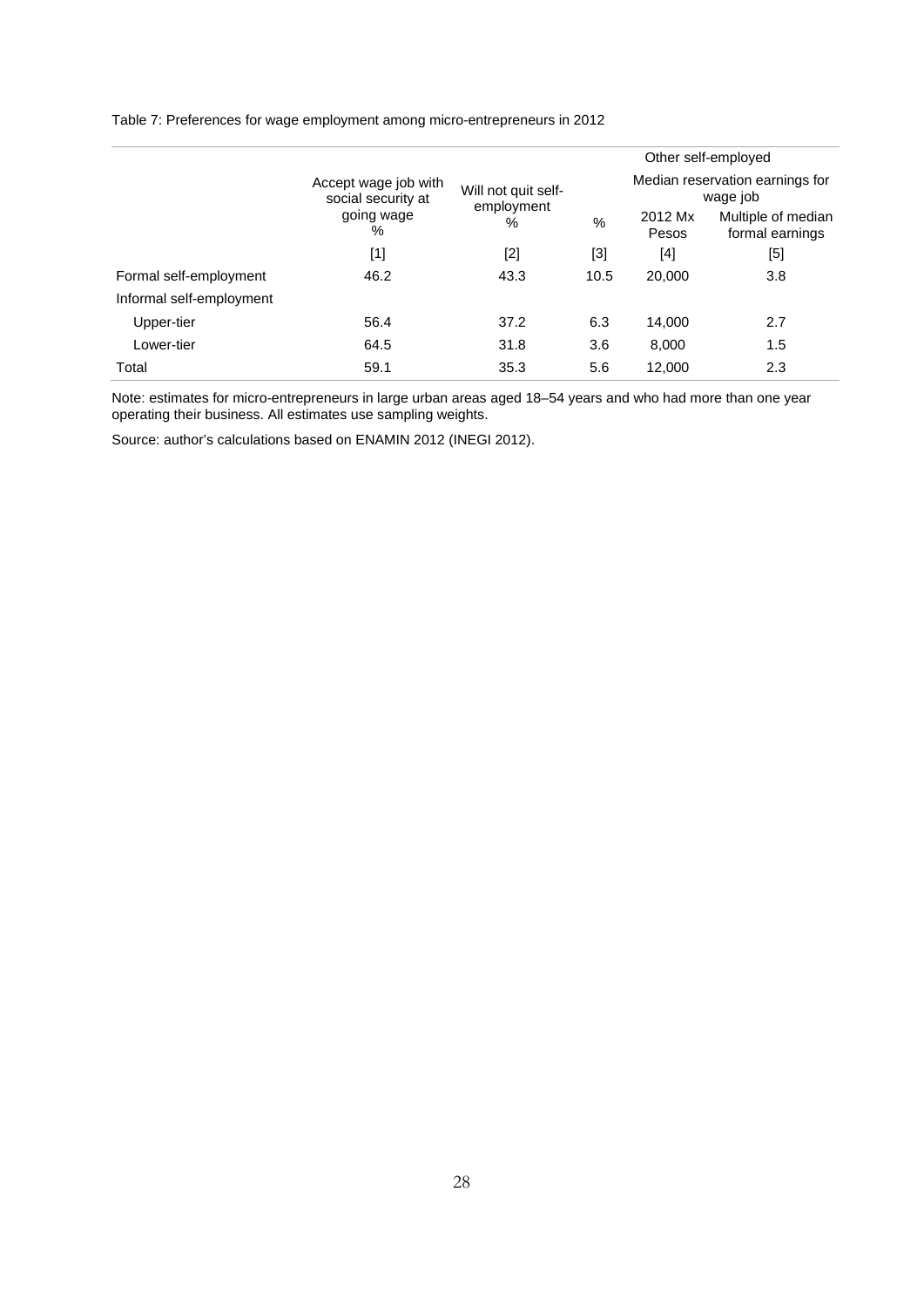Table 7: Preferences for wage employment among micro-entrepreneurs in 2012

| | Accept wage job with social security at going wage % | Will not quit self-employment % | Other self-employed | | |
|---|---|---|---|---|---|
| | | | % | Median reservation earnings for wage job | |
| | | | | 2012 Mx Pesos | Multiple of median formal earnings |
| | [1] | [2] | [3] | [4] | [5] |
| Formal self-employment | 46.2 | 43.3 | 10.5 | 20,000 | 3.8 |
| Informal self-employment | | | | | |
| Upper-tier | 56.4 | 37.2 | 6.3 | 14,000 | 2.7 |
| Lower-tier | 64.5 | 31.8 | 3.6 | 8,000 | 1.5 |
| Total | 59.1 | 35.3 | 5.6 | 12,000 | 2.3 |

Note: estimates for micro-entrepreneurs in large urban areas aged 18–54 years and who had more than one year operating their business. All estimates use sampling weights.

Source: author's calculations based on ENAMIN 2012 (INEGI 2012).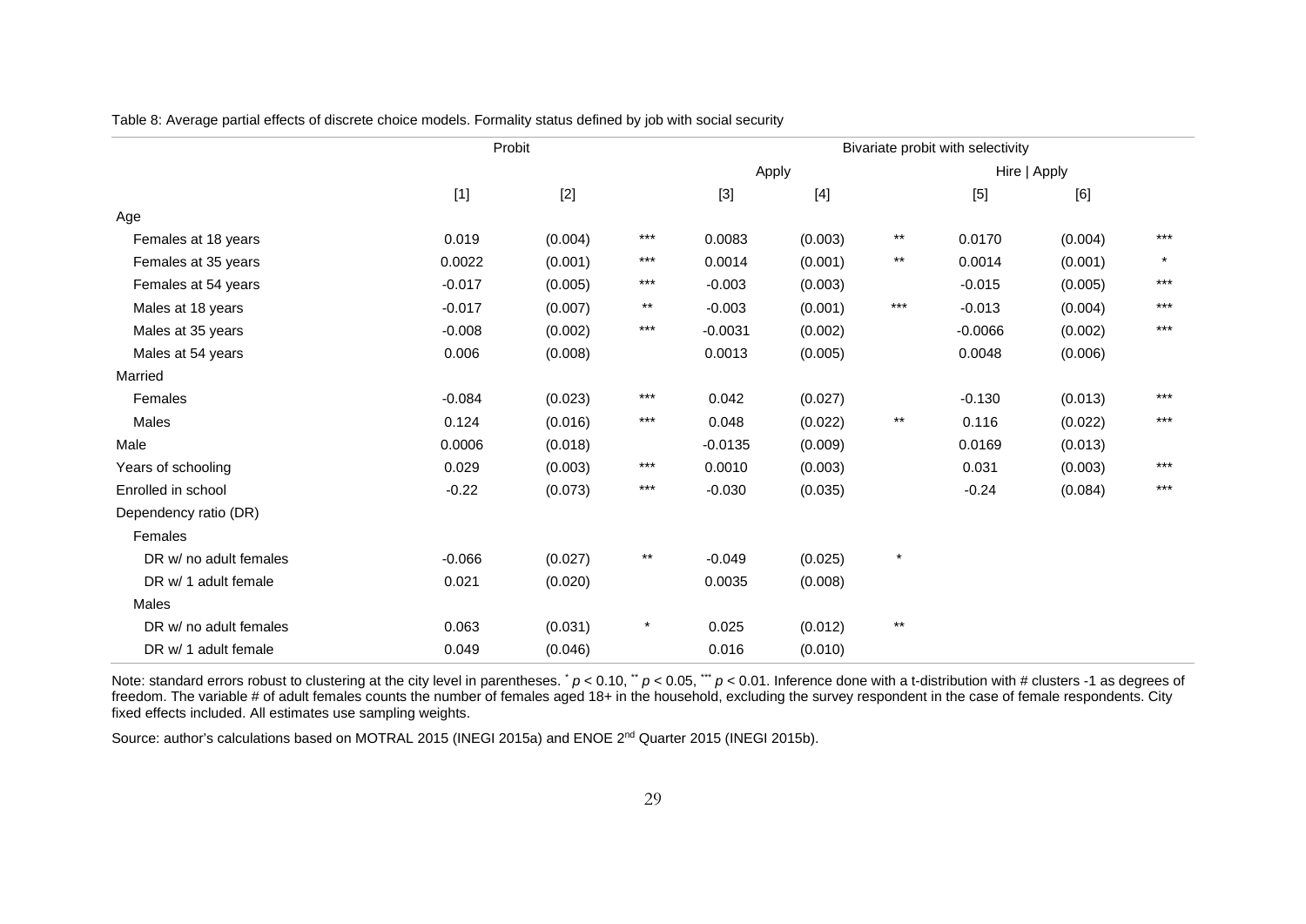Table 8: Average partial effects of discrete choice models. Formality status defined by job with social security

| | Probit | | | Bivariate probit with selectivity | | | | | |
|---|---|---|---|---|---|---|---|---|---|
| | | | | Apply | | | Hire \| Apply | | |
| | [1] | [2] | | [3] | [4] | | [5] | [6] | |
| Age | | | | | | | | | |
| Females at 18 years | 0.019 | (0.004) | *** | 0.0083 | (0.003) | ** | 0.0170 | (0.004) | *** |
| Females at 35 years | 0.0022 | (0.001) | *** | 0.0014 | (0.001) | ** | 0.0014 | (0.001) | * |
| Females at 54 years | -0.017 | (0.005) | *** | -0.003 | (0.003) | | -0.015 | (0.005) | *** |
| Males at 18 years | -0.017 | (0.007) | ** | -0.003 | (0.001) | *** | -0.013 | (0.004) | *** |
| Males at 35 years | -0.008 | (0.002) | *** | -0.0031 | (0.002) | | -0.0066 | (0.002) | *** |
| Males at 54 years | 0.006 | (0.008) | | 0.0013 | (0.005) | | 0.0048 | (0.006) | |
| Married | | | | | | | | | |
| Females | -0.084 | (0.023) | *** | 0.042 | (0.027) | | -0.130 | (0.013) | *** |
| Males | 0.124 | (0.016) | *** | 0.048 | (0.022) | ** | 0.116 | (0.022) | *** |
| Male | 0.0006 | (0.018) | | -0.0135 | (0.009) | | 0.0169 | (0.013) | |
| Years of schooling | 0.029 | (0.003) | *** | 0.0010 | (0.003) | | 0.031 | (0.003) | *** |
| Enrolled in school | -0.22 | (0.073) | *** | -0.030 | (0.035) | | -0.24 | (0.084) | *** |
| Dependency ratio (DR) | | | | | | | | | |
| Females | | | | | | | | | |
| DR w/ no adult females | -0.066 | (0.027) | ** | -0.049 | (0.025) | * | | | |
| DR w/ 1 adult female | 0.021 | (0.020) | | 0.0035 | (0.008) | | | | |
| Males | | | | | | | | | |
| DR w/ no adult females | 0.063 | (0.031) | * | 0.025 | (0.012) | ** | | | |
| DR w/ 1 adult female | 0.049 | (0.046) | | 0.016 | (0.010) | | | | |

Note: standard errors robust to clustering at the city level in parentheses. * $p < 0.10$, ** $p < 0.05$, *** $p < 0.01$. Inference done with a t-distribution with # clusters -1 as degrees of freedom. The variable # of adult females counts the number of females aged 18+ in the household, excluding the survey respondent in the case of female respondents. City fixed effects included. All estimates use sampling weights.

Source: author's calculations based on MOTRAL 2015 (INEGI 2015a) and ENOE 2nd Quarter 2015 (INEGI 2015b).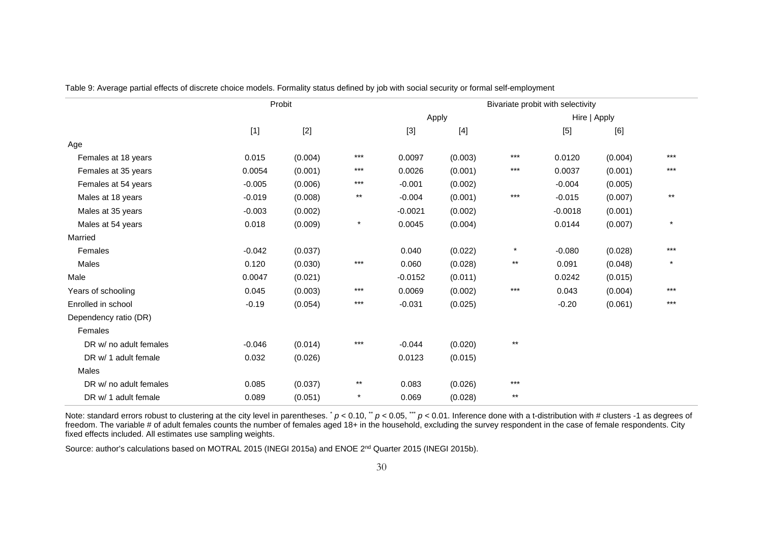Table 9: Average partial effects of discrete choice models. Formality status defined by job with social security or formal self-employment

| | Probit | | | Bivariate probit with selectivity | | | | | |
|---|---|---|---|---|---|---|---|---|---|
| | | | | Apply | | | Hire \| Apply | | |
| | [1] | [2] | | [3] | [4] | | [5] | [6] | |
| Age | | | | | | | | | |
| Females at 18 years | 0.015 | (0.004) | *** | 0.0097 | (0.003) | *** | 0.0120 | (0.004) | *** |
| Females at 35 years | 0.0054 | (0.001) | *** | 0.0026 | (0.001) | *** | 0.0037 | (0.001) | *** |
| Females at 54 years | -0.005 | (0.006) | *** | -0.001 | (0.002) | | -0.004 | (0.005) | |
| Males at 18 years | -0.019 | (0.008) | ** | -0.004 | (0.001) | *** | -0.015 | (0.007) | ** |
| Males at 35 years | -0.003 | (0.002) | | -0.0021 | (0.002) | | -0.0018 | (0.001) | |
| Males at 54 years | 0.018 | (0.009) | * | 0.0045 | (0.004) | | 0.0144 | (0.007) | * |
| Married | | | | | | | | | |
| Females | -0.042 | (0.037) | | 0.040 | (0.022) | * | -0.080 | (0.028) | *** |
| Males | 0.120 | (0.030) | *** | 0.060 | (0.028) | ** | 0.091 | (0.048) | * |
| Male | 0.0047 | (0.021) | | -0.0152 | (0.011) | | 0.0242 | (0.015) | |
| Years of schooling | 0.045 | (0.003) | *** | 0.0069 | (0.002) | *** | 0.043 | (0.004) | *** |
| Enrolled in school | -0.19 | (0.054) | *** | -0.031 | (0.025) | | -0.20 | (0.061) | *** |
| Dependency ratio (DR) | | | | | | | | | |
| Females | | | | | | | | | |
| DR w/ no adult females | -0.046 | (0.014) | *** | -0.044 | (0.020) | ** | | | |
| DR w/ 1 adult female | 0.032 | (0.026) | | 0.0123 | (0.015) | | | | |
| Males | | | | | | | | | |
| DR w/ no adult females | 0.085 | (0.037) | ** | 0.083 | (0.026) | *** | | | |
| DR w/ 1 adult female | 0.089 | (0.051) | * | 0.069 | (0.028) | ** | | | |

Note: standard errors robust to clustering at the city level in parentheses. * $p < 0.10$, ** $p < 0.05$, *** $p < 0.01$. Inference done with a t-distribution with # clusters -1 as degrees of freedom. The variable # of adult females counts the number of females aged 18+ in the household, excluding the survey respondent in the case of female respondents. City fixed effects included. All estimates use sampling weights.

Source: author's calculations based on MOTRAL 2015 (INEGI 2015a) and ENOE 2nd Quarter 2015 (INEGI 2015b).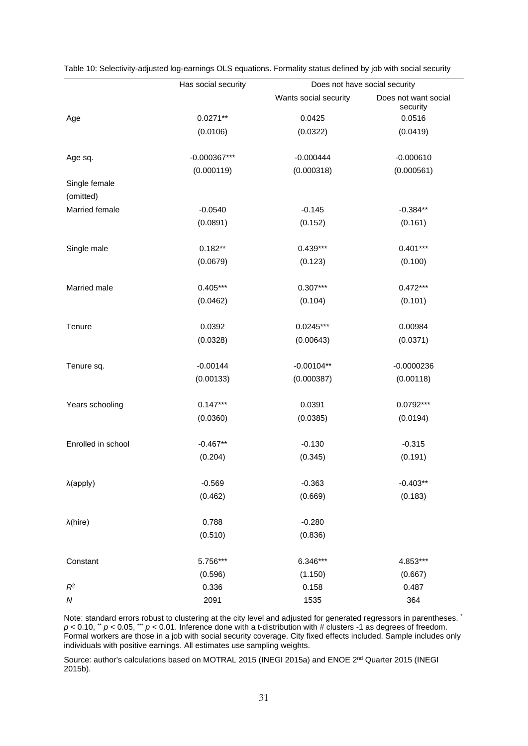Table 10: Selectivity-adjusted log-earnings OLS equations. Formality status defined by job with social security

| | Has social security | Does not have social security | |
|---|---|---|---|
| | | Wants social security | Does not want social security |
| Age | 0.0271** | 0.0425 | 0.0516 |
| | (0.0106) | (0.0322) | (0.0419) |
| Age sq. | -0.000367*** | -0.000444 | -0.000610 |
| | (0.000119) | (0.000318) | (0.000561) |
| Single female (omitted) | | | |
| Married female | -0.0540 | -0.145 | -0.384** |
| | (0.0891) | (0.152) | (0.161) |
| Single male | 0.182** | 0.439*** | 0.401*** |
| | (0.0679) | (0.123) | (0.100) |
| Married male | 0.405*** | 0.307*** | 0.472*** |
| | (0.0462) | (0.104) | (0.101) |
| Tenure | 0.0392 | 0.0245*** | 0.00984 |
| | (0.0328) | (0.00643) | (0.0371) |
| Tenure sq. | -0.00144 | -0.00104** | -0.0000236 |
| | (0.00133) | (0.000387) | (0.00118) |
| Years schooling | 0.147*** | 0.0391 | 0.0792*** |
| | (0.0360) | (0.0385) | (0.0194) |
| Enrolled in school | -0.467** | -0.130 | -0.315 |
| | (0.204) | (0.345) | (0.191) |
| λ(apply) | -0.569 | -0.363 | -0.403** |
| | (0.462) | (0.669) | (0.183) |
| λ(hire) | 0.788 | -0.280 | |
| | (0.510) | (0.836) | |
| Constant | 5.756*** | 6.346*** | 4.853*** |
| | (0.596) | (1.150) | (0.667) |
| $R^2$ | 0.336 | 0.158 | 0.487 |
| $N$ | 2091 | 1535 | 364 |

Note: standard errors robust to clustering at the city level and adjusted for generated regressors in parentheses. * $p < 0.10$, ** $p < 0.05$, *** $p < 0.01$. Inference done with a t-distribution with # clusters -1 as degrees of freedom. Formal workers are those in a job with social security coverage. City fixed effects included. Sample includes only individuals with positive earnings. All estimates use sampling weights.

Source: author's calculations based on MOTRAL 2015 (INEGI 2015a) and ENOE 2nd Quarter 2015 (INEGI 2015b).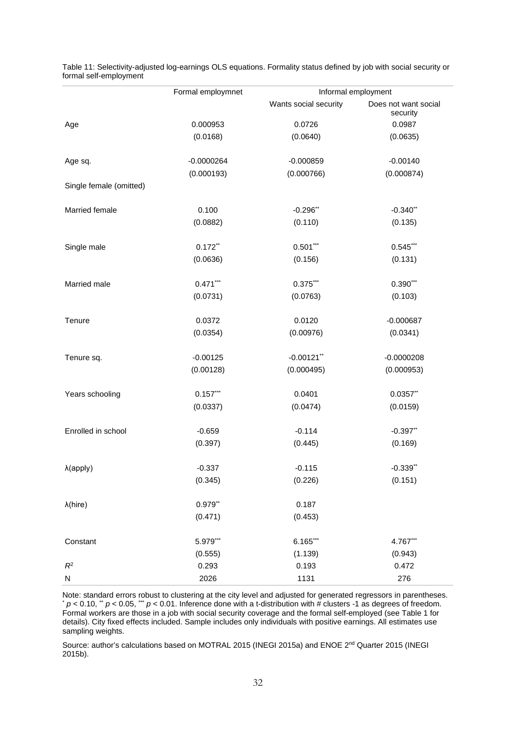Table 11: Selectivity-adjusted log-earnings OLS equations. Formality status defined by job with social security or formal self-employment

| | Formal employmnet | Informal employment | |
|---|---|---|---|
| | | Wants social security | Does not want social security |
| Age | 0.000953 | 0.0726 | 0.0987 |
| | (0.0168) | (0.0640) | (0.0635) |
| Age sq. | -0.0000264 | -0.000859 | -0.00140 |
| | (0.000193) | (0.000766) | (0.000874) |
| Single female (omitted) | | | |
| Married female | 0.100 | -0.296** | -0.340** |
| | (0.0882) | (0.110) | (0.135) |
| Single male | 0.172** | 0.501*** | 0.545*** |
| | (0.0636) | (0.156) | (0.131) |
| Married male | 0.471*** | 0.375*** | 0.390*** |
| | (0.0731) | (0.0763) | (0.103) |
| Tenure | 0.0372 | 0.0120 | -0.000687 |
| | (0.0354) | (0.00976) | (0.0341) |
| Tenure sq. | -0.00125 | -0.00121** | -0.0000208 |
| | (0.00128) | (0.000495) | (0.000953) |
| Years schooling | 0.157*** | 0.0401 | 0.0357** |
| | (0.0337) | (0.0474) | (0.0159) |
| Enrolled in school | -0.659 | -0.114 | -0.397** |
| | (0.397) | (0.445) | (0.169) |
| λ(apply) | -0.337 | -0.115 | -0.339** |
| | (0.345) | (0.226) | (0.151) |
| λ(hire) | 0.979** | 0.187 | |
| | (0.471) | (0.453) | |
| Constant | 5.979*** | 6.165*** | 4.767*** |
| | (0.555) | (1.139) | (0.943) |
| $R^2$ | 0.293 | 0.193 | 0.472 |
| N | 2026 | 1131 | 276 |

Note: standard errors robust to clustering at the city level and adjusted for generated regressors in parentheses. * $p < 0.10$, ** $p < 0.05$, *** $p < 0.01$. Inference done with a t-distribution with # clusters -1 as degrees of freedom. Formal workers are those in a job with social security coverage and the formal self-employed (see Table 1 for details). City fixed effects included. Sample includes only individuals with positive earnings. All estimates use sampling weights.

Source: author's calculations based on MOTRAL 2015 (INEGI 2015a) and ENOE 2nd Quarter 2015 (INEGI 2015b).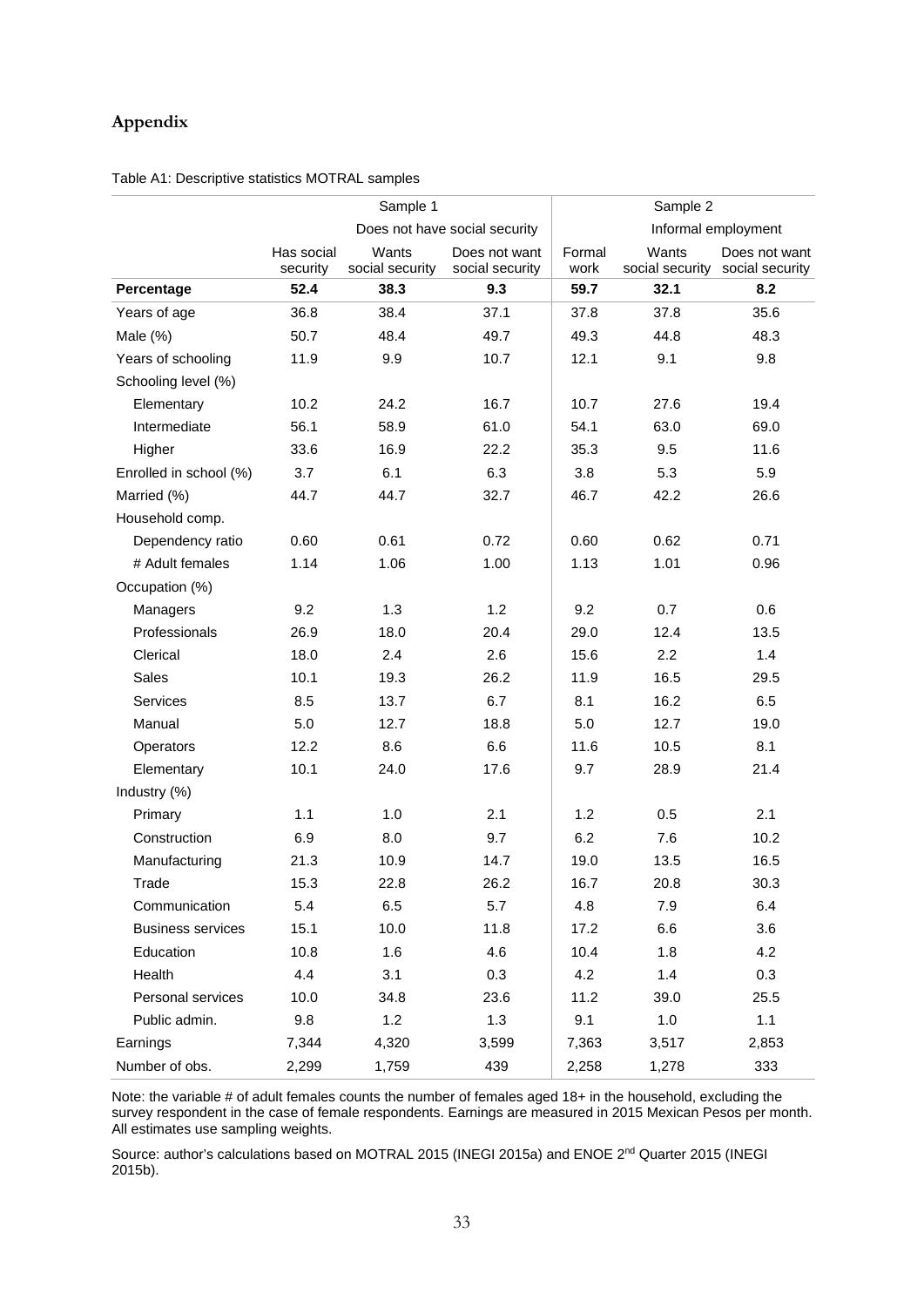## Appendix

Table A1: Descriptive statistics MOTRAL samples

| | Sample 1 | | | Sample 2 | | |
|---|---|---|---|---|---|---|
| | | Does not have social security | | | Informal employment | |
| | Has social security | Wants social security | Does not want social security | Formal work | Wants social security | Does not want social security |
| **Percentage** | **52.4** | **38.3** | **9.3** | **59.7** | **32.1** | **8.2** |
| Years of age | 36.8 | 38.4 | 37.1 | 37.8 | 37.8 | 35.6 |
| Male (%) | 50.7 | 48.4 | 49.7 | 49.3 | 44.8 | 48.3 |
| Years of schooling | 11.9 | 9.9 | 10.7 | 12.1 | 9.1 | 9.8 |
| Schooling level (%) | | | | | | |
| Elementary | 10.2 | 24.2 | 16.7 | 10.7 | 27.6 | 19.4 |
| Intermediate | 56.1 | 58.9 | 61.0 | 54.1 | 63.0 | 69.0 |
| Higher | 33.6 | 16.9 | 22.2 | 35.3 | 9.5 | 11.6 |
| Enrolled in school (%) | 3.7 | 6.1 | 6.3 | 3.8 | 5.3 | 5.9 |
| Married (%) | 44.7 | 44.7 | 32.7 | 46.7 | 42.2 | 26.6 |
| Household comp. | | | | | | |
| Dependency ratio | 0.60 | 0.61 | 0.72 | 0.60 | 0.62 | 0.71 |
| # Adult females | 1.14 | 1.06 | 1.00 | 1.13 | 1.01 | 0.96 |
| Occupation (%) | | | | | | |
| Managers | 9.2 | 1.3 | 1.2 | 9.2 | 0.7 | 0.6 |
| Professionals | 26.9 | 18.0 | 20.4 | 29.0 | 12.4 | 13.5 |
| Clerical | 18.0 | 2.4 | 2.6 | 15.6 | 2.2 | 1.4 |
| Sales | 10.1 | 19.3 | 26.2 | 11.9 | 16.5 | 29.5 |
| Services | 8.5 | 13.7 | 6.7 | 8.1 | 16.2 | 6.5 |
| Manual | 5.0 | 12.7 | 18.8 | 5.0 | 12.7 | 19.0 |
| Operators | 12.2 | 8.6 | 6.6 | 11.6 | 10.5 | 8.1 |
| Elementary | 10.1 | 24.0 | 17.6 | 9.7 | 28.9 | 21.4 |
| Industry (%) | | | | | | |
| Primary | 1.1 | 1.0 | 2.1 | 1.2 | 0.5 | 2.1 |
| Construction | 6.9 | 8.0 | 9.7 | 6.2 | 7.6 | 10.2 |
| Manufacturing | 21.3 | 10.9 | 14.7 | 19.0 | 13.5 | 16.5 |
| Trade | 15.3 | 22.8 | 26.2 | 16.7 | 20.8 | 30.3 |
| Communication | 5.4 | 6.5 | 5.7 | 4.8 | 7.9 | 6.4 |
| Business services | 15.1 | 10.0 | 11.8 | 17.2 | 6.6 | 3.6 |
| Education | 10.8 | 1.6 | 4.6 | 10.4 | 1.8 | 4.2 |
| Health | 4.4 | 3.1 | 0.3 | 4.2 | 1.4 | 0.3 |
| Personal services | 10.0 | 34.8 | 23.6 | 11.2 | 39.0 | 25.5 |
| Public admin. | 9.8 | 1.2 | 1.3 | 9.1 | 1.0 | 1.1 |
| Earnings | 7,344 | 4,320 | 3,599 | 7,363 | 3,517 | 2,853 |
| Number of obs. | 2,299 | 1,759 | 439 | 2,258 | 1,278 | 333 |

Note: the variable # of adult females counts the number of females aged 18+ in the household, excluding the survey respondent in the case of female respondents. Earnings are measured in 2015 Mexican Pesos per month. All estimates use sampling weights.

Source: author's calculations based on MOTRAL 2015 (INEGI 2015a) and ENOE 2nd Quarter 2015 (INEGI 2015b).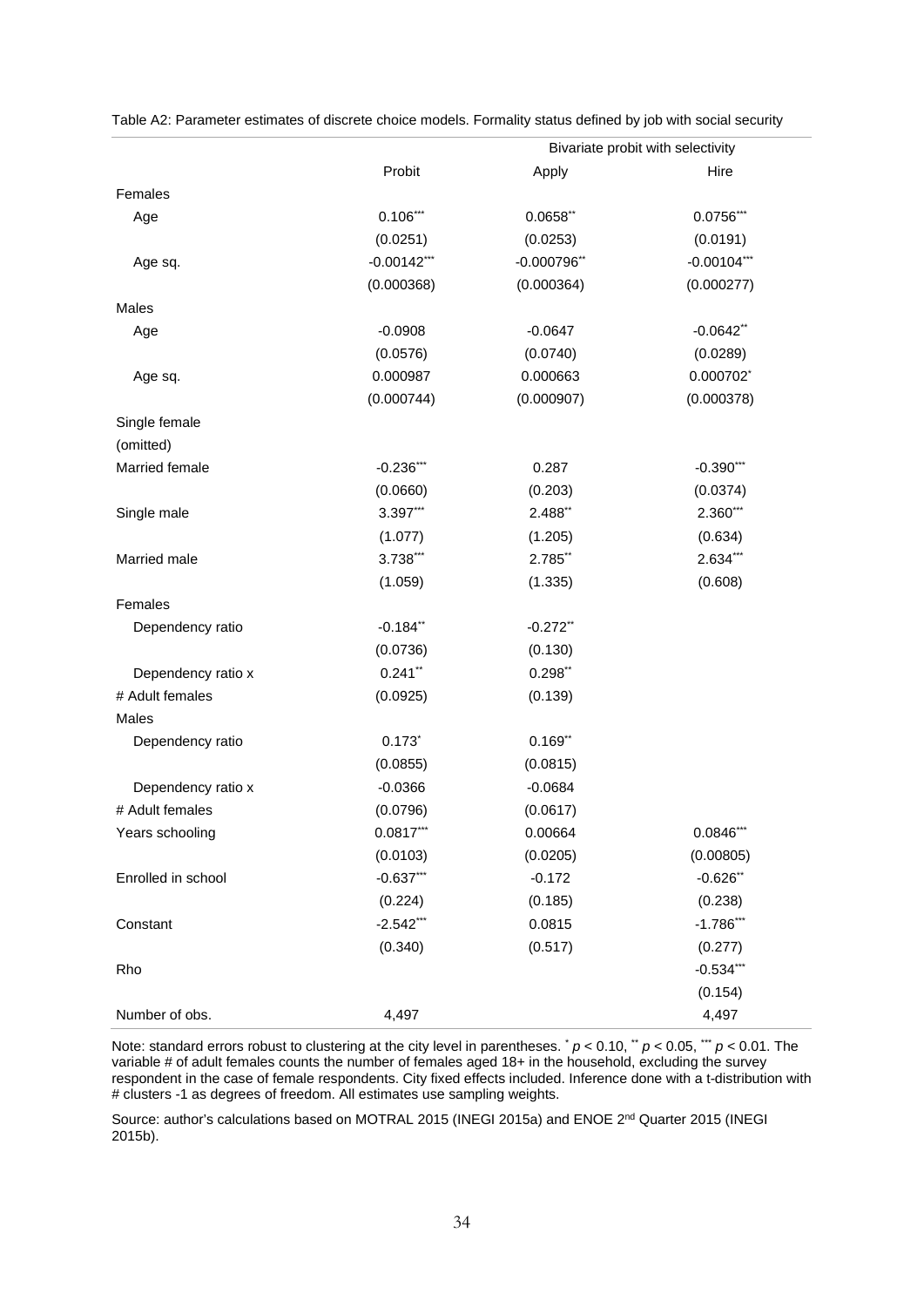Table A2: Parameter estimates of discrete choice models. Formality status defined by job with social security

| | Probit | Bivariate probit with selectivity | |
|---|---|---|---|
| | | Apply | Hire |
| Females | | | |
| Age | 0.106*** | 0.0658** | 0.0756*** |
| | (0.0251) | (0.0253) | (0.0191) |
| Age sq. | -0.00142*** | -0.000796** | -0.00104*** |
| | (0.000368) | (0.000364) | (0.000277) |
| Males | | | |
| Age | -0.0908 | -0.0647 | -0.0642** |
| | (0.0576) | (0.0740) | (0.0289) |
| Age sq. | 0.000987 | 0.000663 | 0.000702* |
| | (0.000744) | (0.000907) | (0.000378) |
| Single female (omitted) | | | |
| Married female | -0.236*** | 0.287 | -0.390*** |
| | (0.0660) | (0.203) | (0.0374) |
| Single male | 3.397*** | 2.488** | 2.360*** |
| | (1.077) | (1.205) | (0.634) |
| Married male | 3.738*** | 2.785** | 2.634*** |
| | (1.059) | (1.335) | (0.608) |
| Females | | | |
| Dependency ratio | -0.184** | -0.272** | |
| | (0.0736) | (0.130) | |
| Dependency ratio x # Adult females | 0.241** | 0.298** | |
| | (0.0925) | (0.139) | |
| Males | | | |
| Dependency ratio | 0.173* | 0.169** | |
| | (0.0855) | (0.0815) | |
| Dependency ratio x # Adult females | -0.0366 | -0.0684 | |
| | (0.0796) | (0.0617) | |
| Years schooling | 0.0817*** | 0.00664 | 0.0846*** |
| | (0.0103) | (0.0205) | (0.00805) |
| Enrolled in school | -0.637*** | -0.172 | -0.626** |
| | (0.224) | (0.185) | (0.238) |
| Constant | -2.542*** | 0.0815 | -1.786*** |
| | (0.340) | (0.517) | (0.277) |
| Rho | | | -0.534*** |
| | | | (0.154) |
| Number of obs. | 4,497 | | 4,497 |

Note: standard errors robust to clustering at the city level in parentheses. * $p < 0.10$, ** $p < 0.05$, *** $p < 0.01$. The variable # of adult females counts the number of females aged 18+ in the household, excluding the survey respondent in the case of female respondents. City fixed effects included. Inference done with a t-distribution with # clusters -1 as degrees of freedom. All estimates use sampling weights.

Source: author's calculations based on MOTRAL 2015 (INEGI 2015a) and ENOE 2nd Quarter 2015 (INEGI 2015b).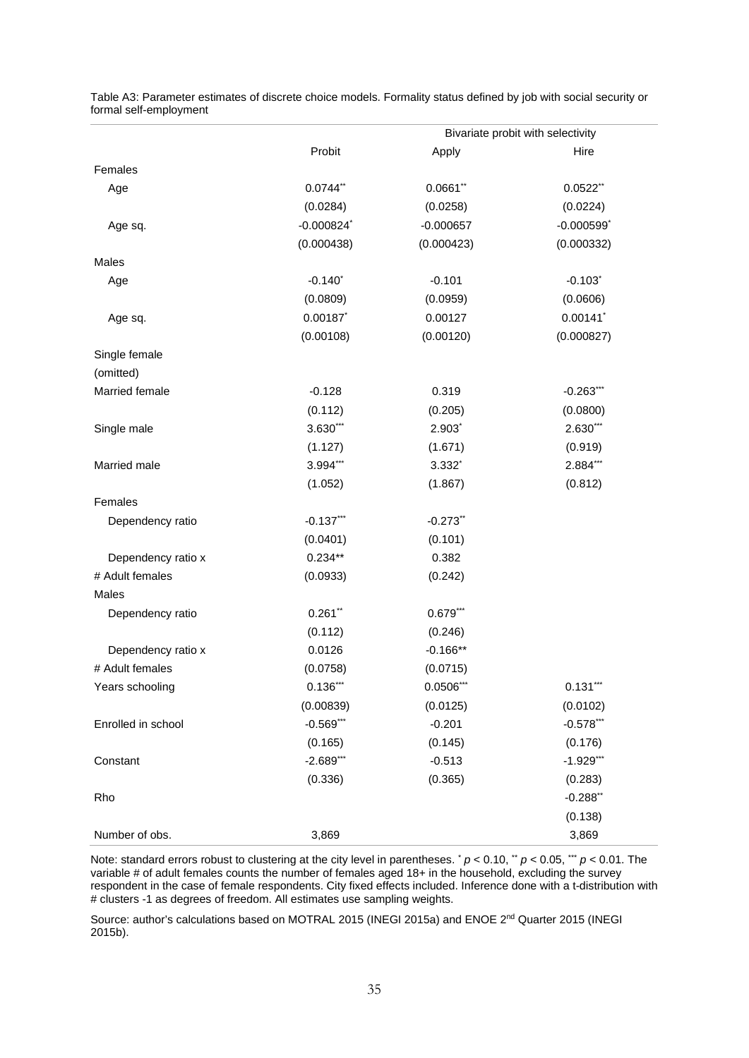Table A3: Parameter estimates of discrete choice models. Formality status defined by job with social security or formal self-employment

| | | Bivariate probit with selectivity | |
|---|---|---|---|
| | Probit | Apply | Hire |
| Females | | | |
| Age | 0.0744** | 0.0661** | 0.0522** |
| | (0.0284) | (0.0258) | (0.0224) |
| Age sq. | -0.000824* | -0.000657 | -0.000599* |
| | (0.000438) | (0.000423) | (0.000332) |
| Males | | | |
| Age | -0.140* | -0.101 | -0.103* |
| | (0.0809) | (0.0959) | (0.0606) |
| Age sq. | 0.00187* | 0.00127 | 0.00141* |
| | (0.00108) | (0.00120) | (0.000827) |
| Single female (omitted) | | | |
| Married female | -0.128 | 0.319 | -0.263*** |
| | (0.112) | (0.205) | (0.0800) |
| Single male | 3.630*** | 2.903* | 2.630*** |
| | (1.127) | (1.671) | (0.919) |
| Married male | 3.994*** | 3.332* | 2.884*** |
| | (1.052) | (1.867) | (0.812) |
| Females | | | |
| Dependency ratio | -0.137*** | -0.273** | |
| | (0.0401) | (0.101) | |
| Dependency ratio x # Adult females | 0.234** | 0.382 | |
| | (0.0933) | (0.242) | |
| Males | | | |
| Dependency ratio | 0.261** | 0.679*** | |
| | (0.112) | (0.246) | |
| Dependency ratio x # Adult females | 0.0126 | -0.166** | |
| | (0.0758) | (0.0715) | |
| Years schooling | 0.136*** | 0.0506*** | 0.131*** |
| | (0.00839) | (0.0125) | (0.0102) |
| Enrolled in school | -0.569*** | -0.201 | -0.578*** |
| | (0.165) | (0.145) | (0.176) |
| Constant | -2.689*** | -0.513 | -1.929*** |
| | (0.336) | (0.365) | (0.283) |
| Rho | | | -0.288** |
| | | | (0.138) |
| Number of obs. | 3,869 | | 3,869 |

Note: standard errors robust to clustering at the city level in parentheses. * $p < 0.10$, ** $p < 0.05$, *** $p < 0.01$. The variable # of adult females counts the number of females aged 18+ in the household, excluding the survey respondent in the case of female respondents. City fixed effects included. Inference done with a t-distribution with # clusters -1 as degrees of freedom. All estimates use sampling weights.

Source: author's calculations based on MOTRAL 2015 (INEGI 2015a) and ENOE 2nd Quarter 2015 (INEGI 2015b).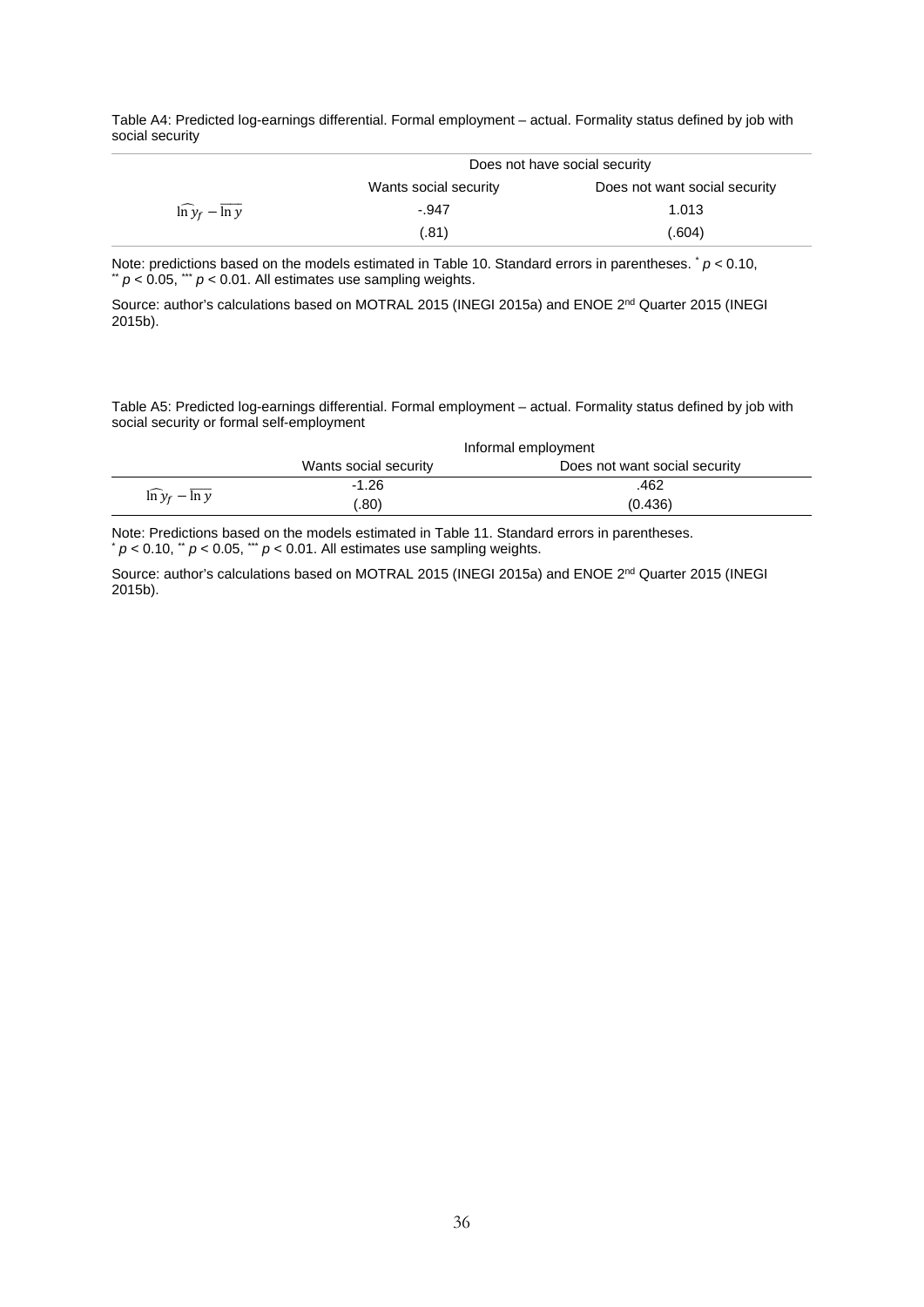Table A4: Predicted log-earnings differential. Formal employment – actual. Formality status defined by job with social security

| | Does not have social security | |
|---|---|---|
| | Wants social security | Does not want social security |
| $\widehat{\ln y_f} - \overline{\ln y}$ | -.947 | 1.013 |
| | (.81) | (.604) |

Note: predictions based on the models estimated in Table 10. Standard errors in parentheses. $^{*}$ $p < 0.10$, $^{**}$ $p < 0.05$, $^{***}$ $p < 0.01$. All estimates use sampling weights.

Source: author's calculations based on MOTRAL 2015 (INEGI 2015a) and ENOE 2nd Quarter 2015 (INEGI 2015b).

Table A5: Predicted log-earnings differential. Formal employment – actual. Formality status defined by job with social security or formal self-employment

| | Informal employment | |
|---|---|---|
| | Wants social security | Does not want social security |
| $\widehat{\ln y_f} - \overline{\ln y}$ | -1.26 | .462 |
| | (.80) | (0.436) |

Note: Predictions based on the models estimated in Table 11. Standard errors in parentheses. $^{*}$ $p < 0.10$, $^{**}$ $p < 0.05$, $^{***}$ $p < 0.01$. All estimates use sampling weights.

Source: author's calculations based on MOTRAL 2015 (INEGI 2015a) and ENOE 2nd Quarter 2015 (INEGI 2015b).